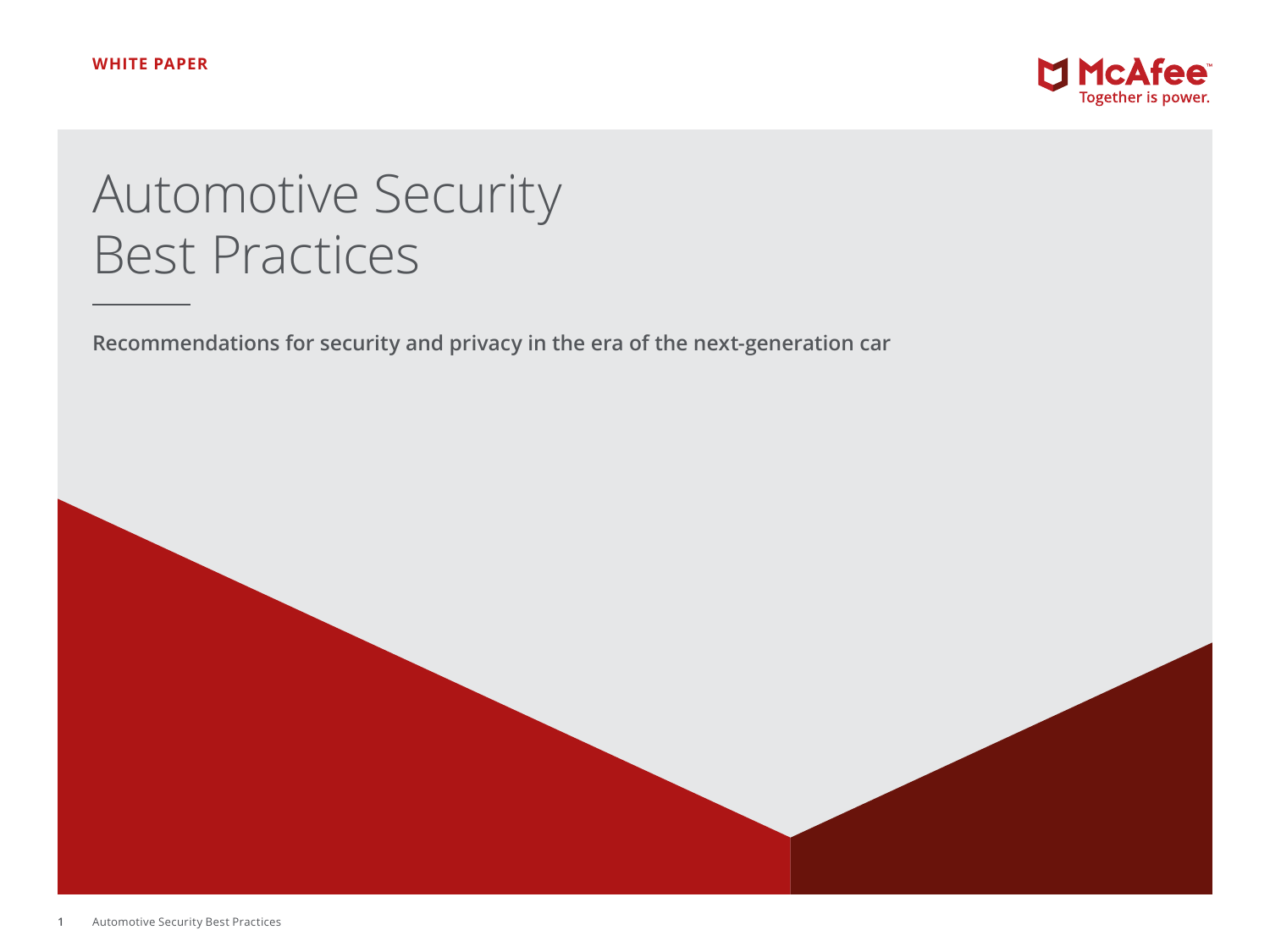WHITE PAPER

McAfee
Together is power.

# Automotive Security Best Practices

**Recommendations for security and privacy in the era of the next-generation car**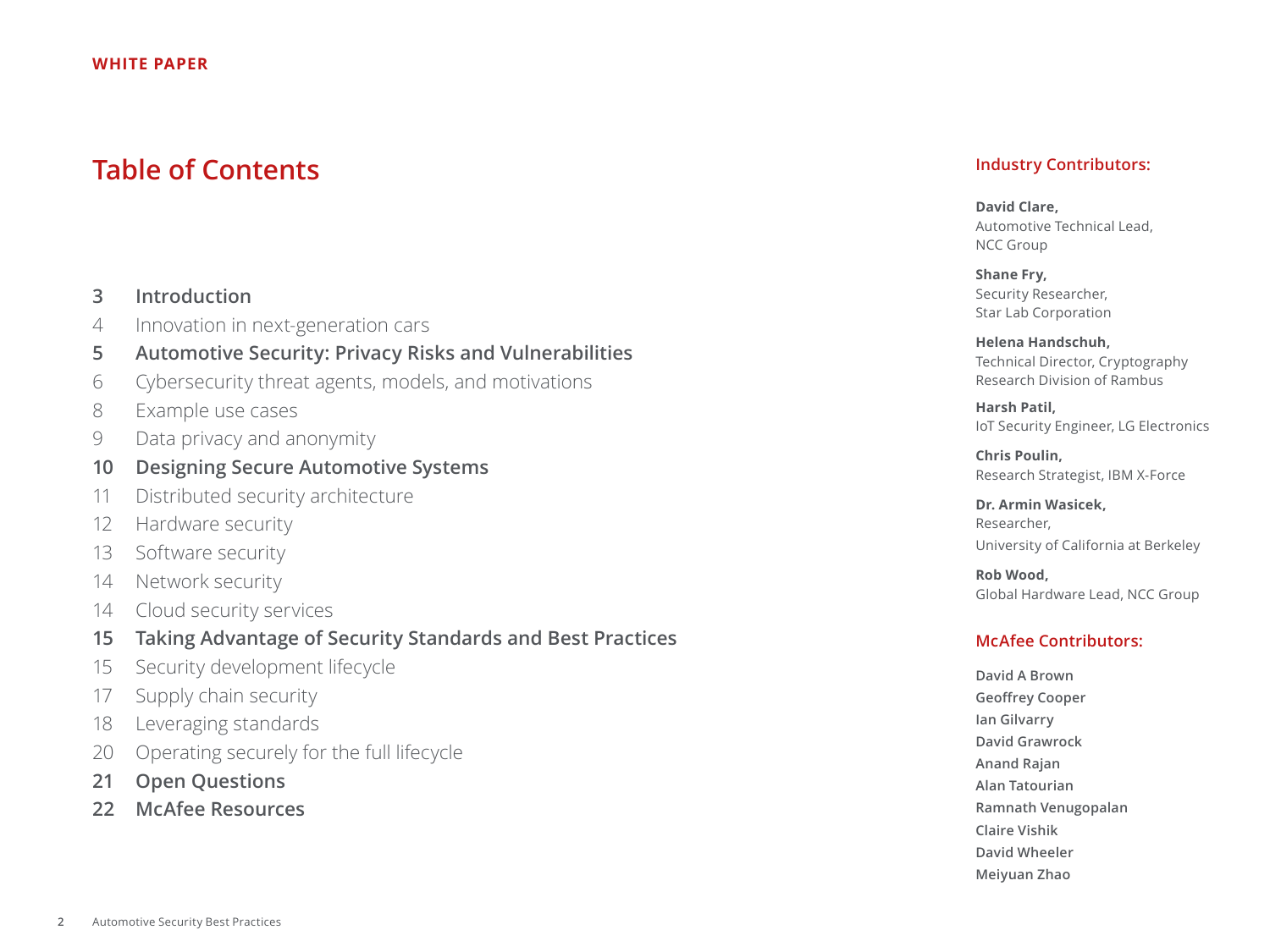# Table of Contents

**3 Introduction**

4 Innovation in next-generation cars

**5 Automotive Security: Privacy Risks and Vulnerabilities**

6 Cybersecurity threat agents, models, and motivations

8 Example use cases

9 Data privacy and anonymity

**10 Designing Secure Automotive Systems**

11 Distributed security architecture

12 Hardware security

13 Software security

14 Network security

14 Cloud security services

**15 Taking Advantage of Security Standards and Best Practices**

15 Security development lifecycle

17 Supply chain security

18 Leveraging standards

20 Operating securely for the full lifecycle

**21 Open Questions**

**22 McAfee Resources**

## Industry Contributors:

**David Clare,**
Automotive Technical Lead,
NCC Group

**Shane Fry,**
Security Researcher,
Star Lab Corporation

**Helena Handschuh,**
Technical Director, Cryptography
Research Division of Rambus

**Harsh Patil,**
IoT Security Engineer, LG Electronics

**Chris Poulin,**
Research Strategist, IBM X-Force

**Dr. Armin Wasicek,**
Researcher,
University of California at Berkeley

**Rob Wood,**
Global Hardware Lead, NCC Group

## McAfee Contributors:

**David A Brown**
**Geoffrey Cooper**
**Ian Gilvarry**
**David Grawrock**
**Anand Rajan**
**Alan Tatourian**
**Ramnath Venugopalan**
**Claire Vishik**
**David Wheeler**
**Meiyuan Zhao**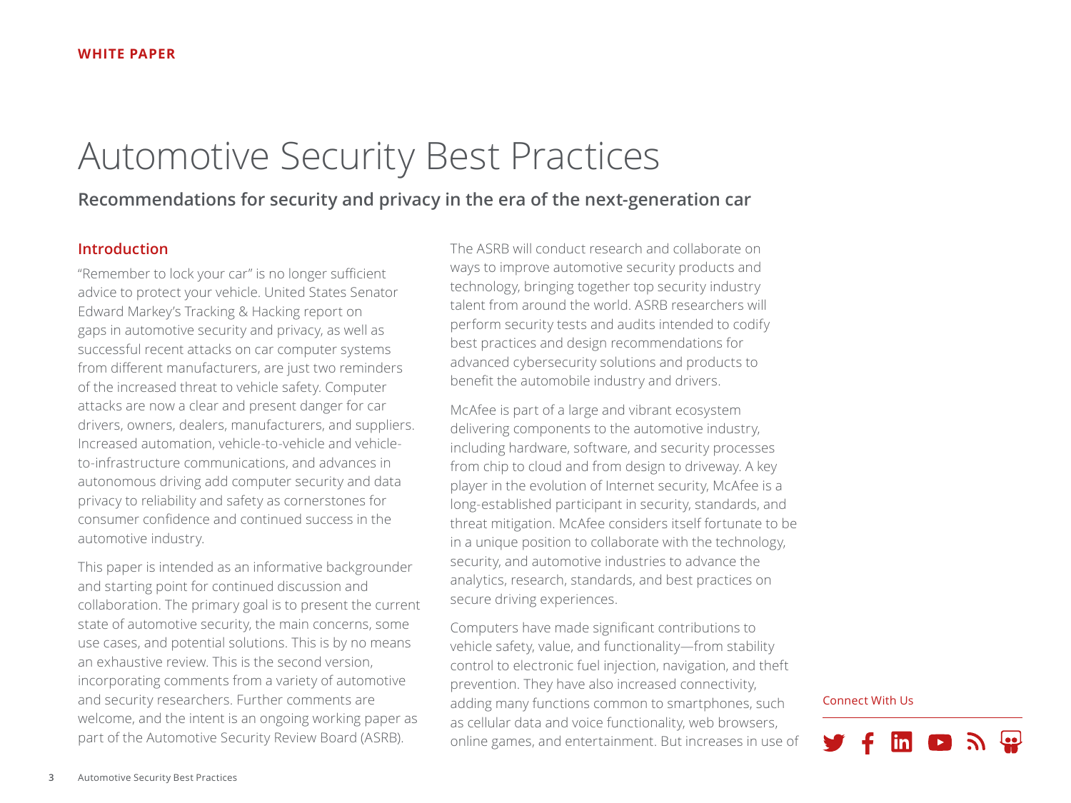WHITE PAPER

# Automotive Security Best Practices

**Recommendations for security and privacy in the era of the next-generation car**

## Introduction

"Remember to lock your car" is no longer sufficient advice to protect your vehicle. United States Senator Edward Markey's Tracking & Hacking report on gaps in automotive security and privacy, as well as successful recent attacks on car computer systems from different manufacturers, are just two reminders of the increased threat to vehicle safety. Computer attacks are now a clear and present danger for car drivers, owners, dealers, manufacturers, and suppliers. Increased automation, vehicle-to-vehicle and vehicle-to-infrastructure communications, and advances in autonomous driving add computer security and data privacy to reliability and safety as cornerstones for consumer confidence and continued success in the automotive industry.

This paper is intended as an informative backgrounder and starting point for continued discussion and collaboration. The primary goal is to present the current state of automotive security, the main concerns, some use cases, and potential solutions. This is by no means an exhaustive review. This is the second version, incorporating comments from a variety of automotive and security researchers. Further comments are welcome, and the intent is an ongoing working paper as part of the Automotive Security Review Board (ASRB).

The ASRB will conduct research and collaborate on ways to improve automotive security products and technology, bringing together top security industry talent from around the world. ASRB researchers will perform security tests and audits intended to codify best practices and design recommendations for advanced cybersecurity solutions and products to benefit the automobile industry and drivers.

McAfee is part of a large and vibrant ecosystem delivering components to the automotive industry, including hardware, software, and security processes from chip to cloud and from design to driveway. A key player in the evolution of Internet security, McAfee is a long-established participant in security, standards, and threat mitigation. McAfee considers itself fortunate to be in a unique position to collaborate with the technology, security, and automotive industries to advance the analytics, research, standards, and best practices on secure driving experiences.

Computers have made significant contributions to vehicle safety, value, and functionality—from stability control to electronic fuel injection, navigation, and theft prevention. They have also increased connectivity, adding many functions common to smartphones, such as cellular data and voice functionality, web browsers, online games, and entertainment. But increases in use of

Connect With Us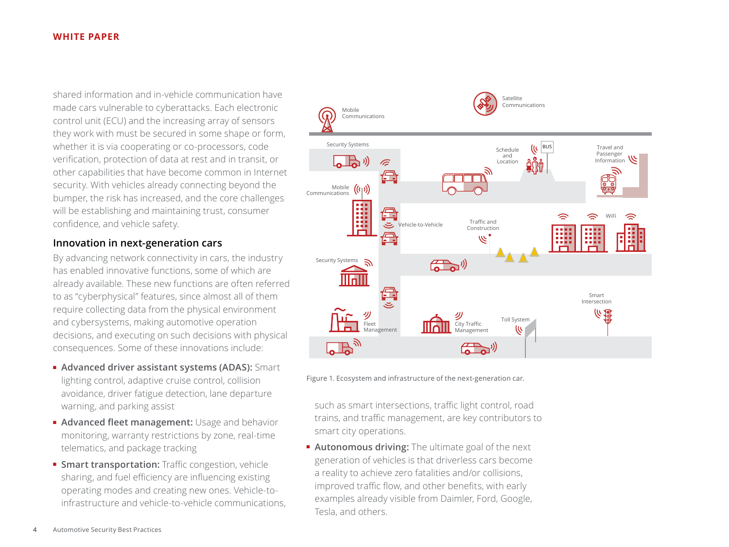shared information and in-vehicle communication have made cars vulnerable to cyberattacks. Each electronic control unit (ECU) and the increasing array of sensors they work with must be secured in some shape or form, whether it is via cooperating or co-processors, code verification, protection of data at rest and in transit, or other capabilities that have become common in Internet security. With vehicles already connecting beyond the bumper, the risk has increased, and the core challenges will be establishing and maintaining trust, consumer confidence, and vehicle safety.

### Innovation in next-generation cars

By advancing network connectivity in cars, the industry has enabled innovative functions, some of which are already available. These new functions are often referred to as "cyberphysical" features, since almost all of them require collecting data from the physical environment and cybersystems, making automotive operation decisions, and executing on such decisions with physical consequences. Some of these innovations include:

- **Advanced driver assistant systems (ADAS):** Smart lighting control, adaptive cruise control, collision avoidance, driver fatigue detection, lane departure warning, and parking assist
- **Advanced fleet management:** Usage and behavior monitoring, warranty restrictions by zone, real-time telematics, and package tracking
- **Smart transportation:** Traffic congestion, vehicle sharing, and fuel efficiency are influencing existing operating modes and creating new ones. Vehicle-to-infrastructure and vehicle-to-vehicle communications, such as smart intersections, traffic light control, road trains, and traffic management, are key contributors to smart city operations.
- **Autonomous driving:** The ultimate goal of the next generation of vehicles is that driverless cars become a reality to achieve zero fatalities and/or collisions, improved traffic flow, and other benefits, with early examples already visible from Daimler, Ford, Google, Tesla, and others.

Figure 1. Ecosystem and infrastructure of the next-generation car.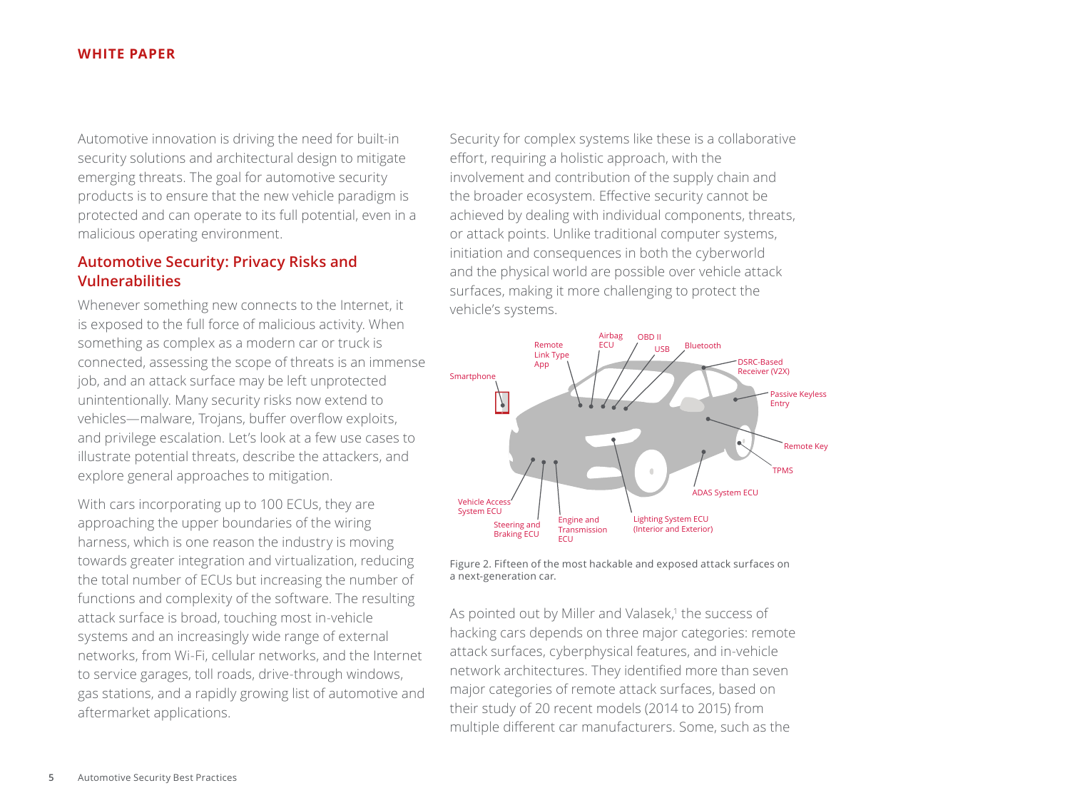Automotive innovation is driving the need for built-in security solutions and architectural design to mitigate emerging threats. The goal for automotive security products is to ensure that the new vehicle paradigm is protected and can operate to its full potential, even in a malicious operating environment.

## Automotive Security: Privacy Risks and Vulnerabilities

Whenever something new connects to the Internet, it is exposed to the full force of malicious activity. When something as complex as a modern car or truck is connected, assessing the scope of threats is an immense job, and an attack surface may be left unprotected unintentionally. Many security risks now extend to vehicles—malware, Trojans, buffer overflow exploits, and privilege escalation. Let's look at a few use cases to illustrate potential threats, describe the attackers, and explore general approaches to mitigation.

With cars incorporating up to 100 ECUs, they are approaching the upper boundaries of the wiring harness, which is one reason the industry is moving towards greater integration and virtualization, reducing the total number of ECUs but increasing the number of functions and complexity of the software. The resulting attack surface is broad, touching most in-vehicle systems and an increasingly wide range of external networks, from Wi-Fi, cellular networks, and the Internet to service garages, toll roads, drive-through windows, gas stations, and a rapidly growing list of automotive and aftermarket applications.

Security for complex systems like these is a collaborative effort, requiring a holistic approach, with the involvement and contribution of the supply chain and the broader ecosystem. Effective security cannot be achieved by dealing with individual components, threats, or attack points. Unlike traditional computer systems, initiation and consequences in both the cyberworld and the physical world are possible over vehicle attack surfaces, making it more challenging to protect the vehicle's systems.

Smartphone
Remote Link Type App
Airbag ECU
OBD II
USB
Bluetooth
DSRC-Based Receiver (V2X)
Passive Keyless Entry
Remote Key
TPMS
ADAS System ECU
Lighting System ECU (Interior and Exterior)
Engine and Transmission ECU
Steering and Braking ECU
Vehicle Access System ECU

Figure 2. Fifteen of the most hackable and exposed attack surfaces on a next-generation car.

As pointed out by Miller and Valasek,[1] the success of hacking cars depends on three major categories: remote attack surfaces, cyberphysical features, and in-vehicle network architectures. They identified more than seven major categories of remote attack surfaces, based on their study of 20 recent models (2014 to 2015) from multiple different car manufacturers. Some, such as the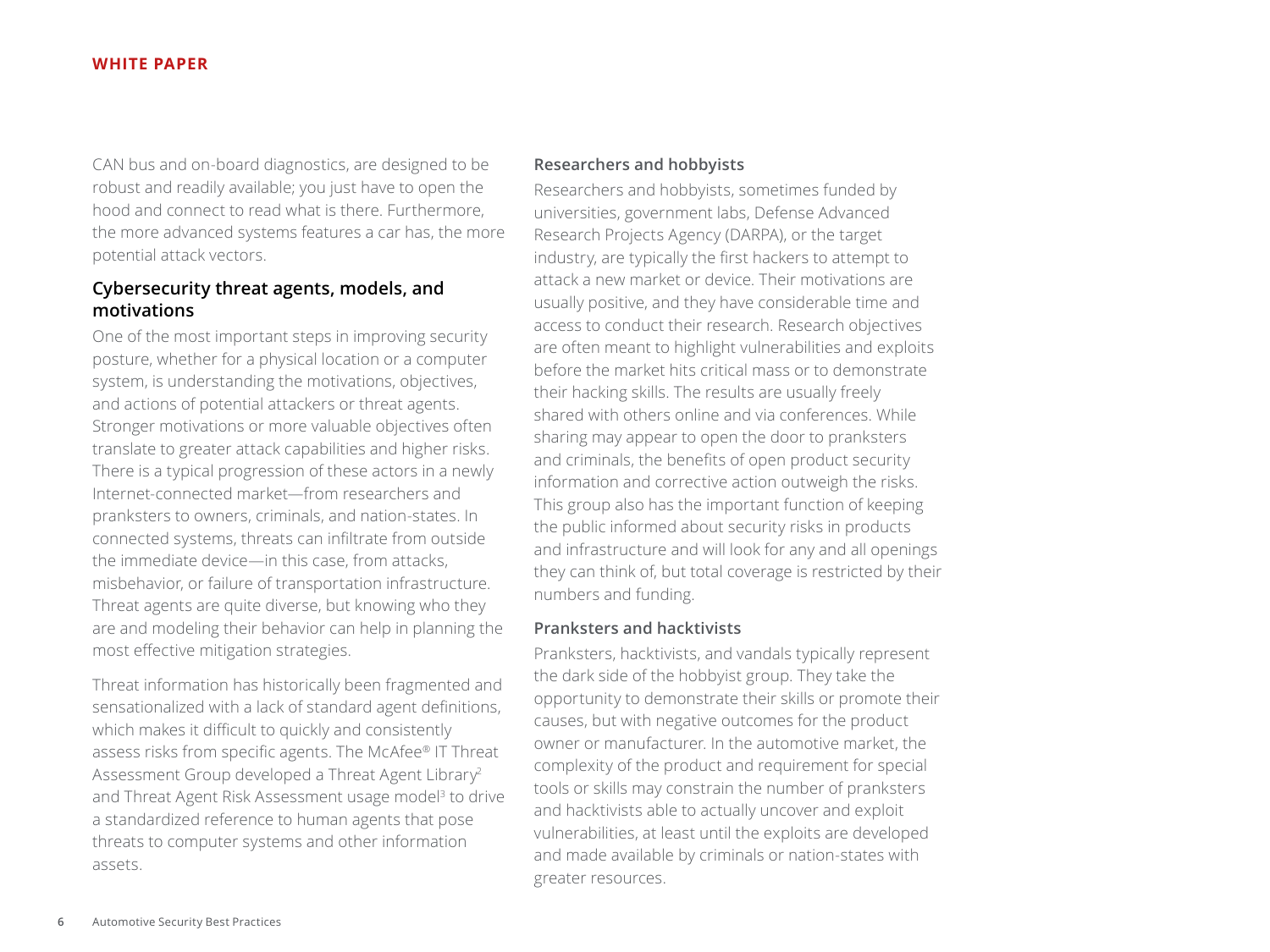CAN bus and on-board diagnostics, are designed to be robust and readily available; you just have to open the hood and connect to read what is there. Furthermore, the more advanced systems features a car has, the more potential attack vectors.

## Cybersecurity threat agents, models, and motivations

One of the most important steps in improving security posture, whether for a physical location or a computer system, is understanding the motivations, objectives, and actions of potential attackers or threat agents. Stronger motivations or more valuable objectives often translate to greater attack capabilities and higher risks. There is a typical progression of these actors in a newly Internet-connected market—from researchers and pranksters to owners, criminals, and nation-states. In connected systems, threats can infiltrate from outside the immediate device—in this case, from attacks, misbehavior, or failure of transportation infrastructure. Threat agents are quite diverse, but knowing who they are and modeling their behavior can help in planning the most effective mitigation strategies.

Threat information has historically been fragmented and sensationalized with a lack of standard agent definitions, which makes it difficult to quickly and consistently assess risks from specific agents. The McAfee® IT Threat Assessment Group developed a Threat Agent Library[2] and Threat Agent Risk Assessment usage model[3] to drive a standardized reference to human agents that pose threats to computer systems and other information assets.

### Researchers and hobbyists

Researchers and hobbyists, sometimes funded by universities, government labs, Defense Advanced Research Projects Agency (DARPA), or the target industry, are typically the first hackers to attempt to attack a new market or device. Their motivations are usually positive, and they have considerable time and access to conduct their research. Research objectives are often meant to highlight vulnerabilities and exploits before the market hits critical mass or to demonstrate their hacking skills. The results are usually freely shared with others online and via conferences. While sharing may appear to open the door to pranksters and criminals, the benefits of open product security information and corrective action outweigh the risks. This group also has the important function of keeping the public informed about security risks in products and infrastructure and will look for any and all openings they can think of, but total coverage is restricted by their numbers and funding.

### Pranksters and hacktivists

Pranksters, hacktivists, and vandals typically represent the dark side of the hobbyist group. They take the opportunity to demonstrate their skills or promote their causes, but with negative outcomes for the product owner or manufacturer. In the automotive market, the complexity of the product and requirement for special tools or skills may constrain the number of pranksters and hacktivists able to actually uncover and exploit vulnerabilities, at least until the exploits are developed and made available by criminals or nation-states with greater resources.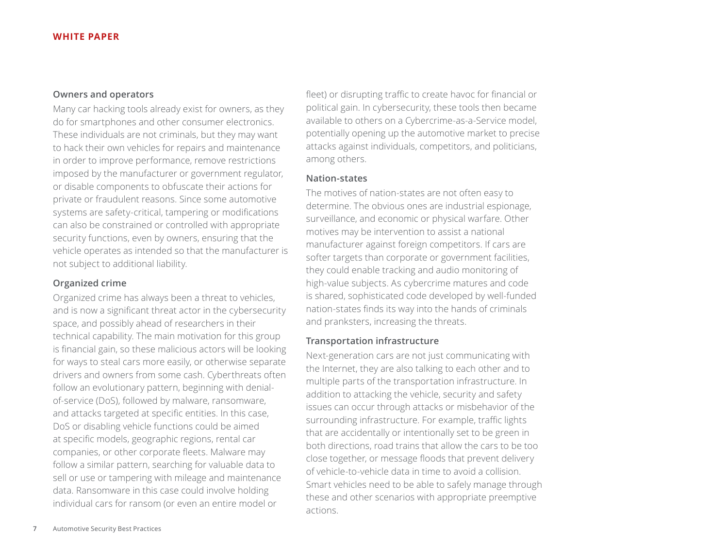### Owners and operators

Many car hacking tools already exist for owners, as they do for smartphones and other consumer electronics. These individuals are not criminals, but they may want to hack their own vehicles for repairs and maintenance in order to improve performance, remove restrictions imposed by the manufacturer or government regulator, or disable components to obfuscate their actions for private or fraudulent reasons. Since some automotive systems are safety-critical, tampering or modifications can also be constrained or controlled with appropriate security functions, even by owners, ensuring that the vehicle operates as intended so that the manufacturer is not subject to additional liability.

### Organized crime

Organized crime has always been a threat to vehicles, and is now a significant threat actor in the cybersecurity space, and possibly ahead of researchers in their technical capability. The main motivation for this group is financial gain, so these malicious actors will be looking for ways to steal cars more easily, or otherwise separate drivers and owners from some cash. Cyberthreats often follow an evolutionary pattern, beginning with denial-of-service (DoS), followed by malware, ransomware, and attacks targeted at specific entities. In this case, DoS or disabling vehicle functions could be aimed at specific models, geographic regions, rental car companies, or other corporate fleets. Malware may follow a similar pattern, searching for valuable data to sell or use or tampering with mileage and maintenance data. Ransomware in this case could involve holding individual cars for ransom (or even an entire model or fleet) or disrupting traffic to create havoc for financial or political gain. In cybersecurity, these tools then became available to others on a Cybercrime-as-a-Service model, potentially opening up the automotive market to precise attacks against individuals, competitors, and politicians, among others.

### Nation-states

The motives of nation-states are not often easy to determine. The obvious ones are industrial espionage, surveillance, and economic or physical warfare. Other motives may be intervention to assist a national manufacturer against foreign competitors. If cars are softer targets than corporate or government facilities, they could enable tracking and audio monitoring of high-value subjects. As cybercrime matures and code is shared, sophisticated code developed by well-funded nation-states finds its way into the hands of criminals and pranksters, increasing the threats.

### Transportation infrastructure

Next-generation cars are not just communicating with the Internet, they are also talking to each other and to multiple parts of the transportation infrastructure. In addition to attacking the vehicle, security and safety issues can occur through attacks or misbehavior of the surrounding infrastructure. For example, traffic lights that are accidentally or intentionally set to be green in both directions, road trains that allow the cars to be too close together, or message floods that prevent delivery of vehicle-to-vehicle data in time to avoid a collision. Smart vehicles need to be able to safely manage through these and other scenarios with appropriate preemptive actions.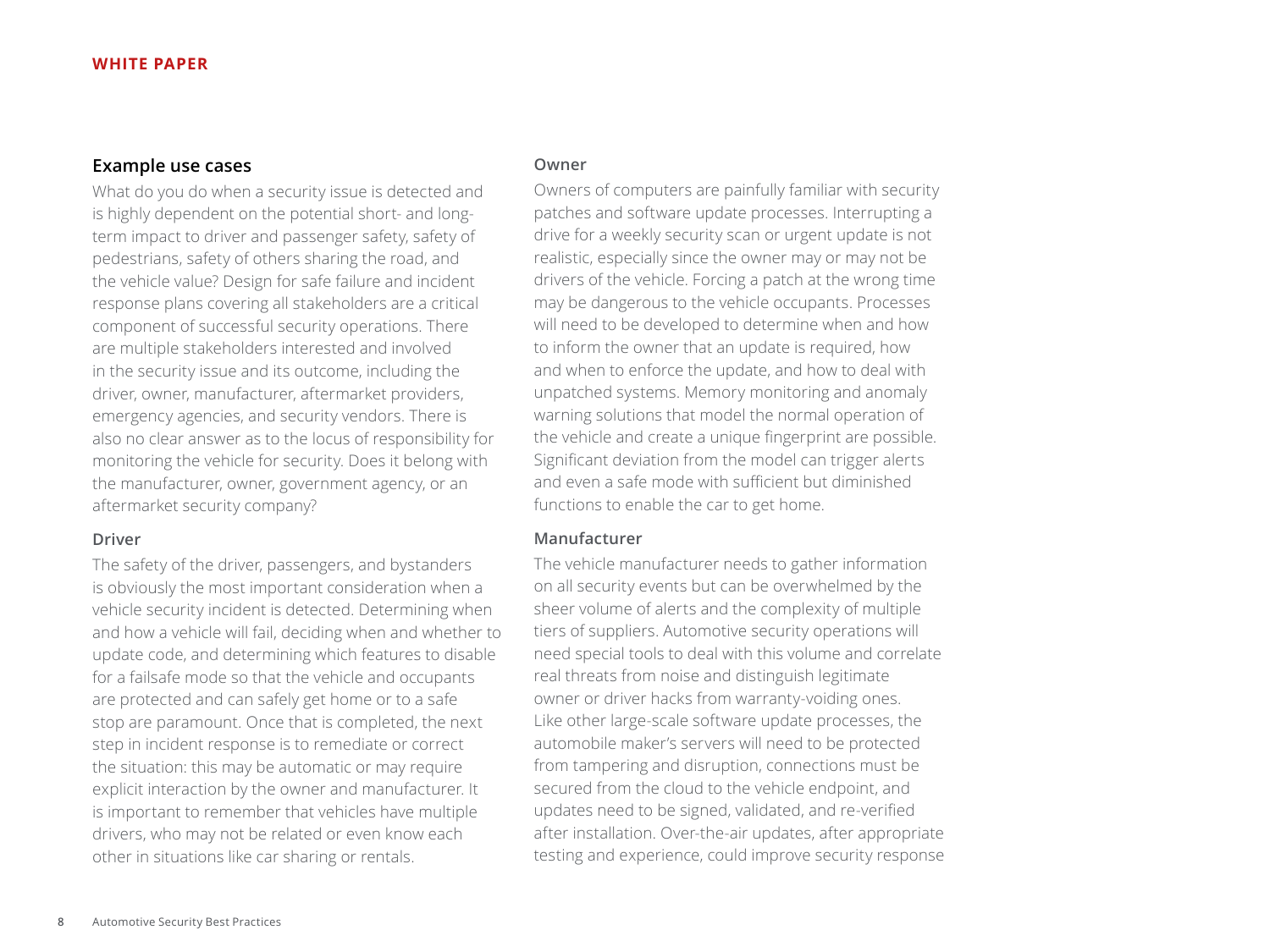## Example use cases

What do you do when a security issue is detected and is highly dependent on the potential short- and long-term impact to driver and passenger safety, safety of pedestrians, safety of others sharing the road, and the vehicle value? Design for safe failure and incident response plans covering all stakeholders are a critical component of successful security operations. There are multiple stakeholders interested and involved in the security issue and its outcome, including the driver, owner, manufacturer, aftermarket providers, emergency agencies, and security vendors. There is also no clear answer as to the locus of responsibility for monitoring the vehicle for security. Does it belong with the manufacturer, owner, government agency, or an aftermarket security company?

### Driver

The safety of the driver, passengers, and bystanders is obviously the most important consideration when a vehicle security incident is detected. Determining when and how a vehicle will fail, deciding when and whether to update code, and determining which features to disable for a failsafe mode so that the vehicle and occupants are protected and can safely get home or to a safe stop are paramount. Once that is completed, the next step in incident response is to remediate or correct the situation: this may be automatic or may require explicit interaction by the owner and manufacturer. It is important to remember that vehicles have multiple drivers, who may not be related or even know each other in situations like car sharing or rentals.

### Owner

Owners of computers are painfully familiar with security patches and software update processes. Interrupting a drive for a weekly security scan or urgent update is not realistic, especially since the owner may or may not be drivers of the vehicle. Forcing a patch at the wrong time may be dangerous to the vehicle occupants. Processes will need to be developed to determine when and how to inform the owner that an update is required, how and when to enforce the update, and how to deal with unpatched systems. Memory monitoring and anomaly warning solutions that model the normal operation of the vehicle and create a unique fingerprint are possible. Significant deviation from the model can trigger alerts and even a safe mode with sufficient but diminished functions to enable the car to get home.

### Manufacturer

The vehicle manufacturer needs to gather information on all security events but can be overwhelmed by the sheer volume of alerts and the complexity of multiple tiers of suppliers. Automotive security operations will need special tools to deal with this volume and correlate real threats from noise and distinguish legitimate owner or driver hacks from warranty-voiding ones. Like other large-scale software update processes, the automobile maker's servers will need to be protected from tampering and disruption, connections must be secured from the cloud to the vehicle endpoint, and updates need to be signed, validated, and re-verified after installation. Over-the-air updates, after appropriate testing and experience, could improve security response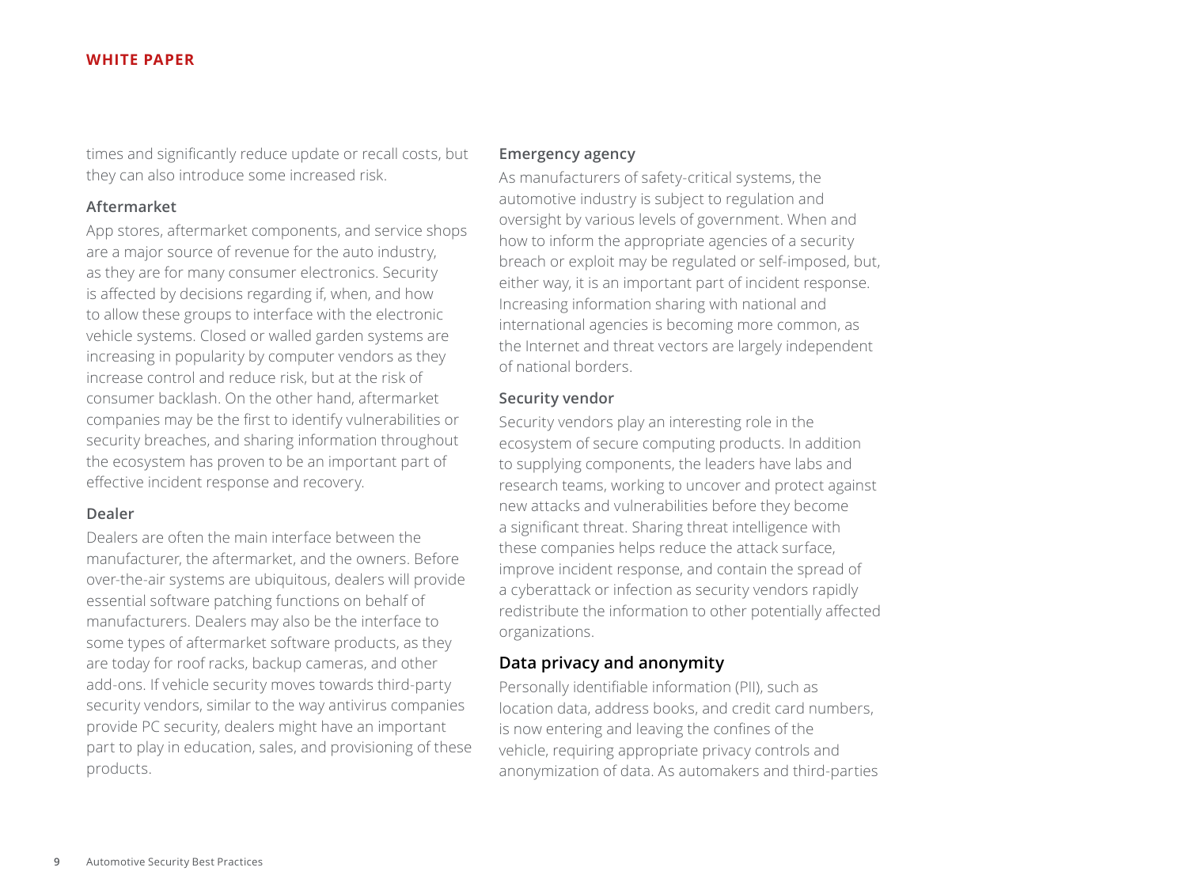times and significantly reduce update or recall costs, but they can also introduce some increased risk.

### Aftermarket

App stores, aftermarket components, and service shops are a major source of revenue for the auto industry, as they are for many consumer electronics. Security is affected by decisions regarding if, when, and how to allow these groups to interface with the electronic vehicle systems. Closed or walled garden systems are increasing in popularity by computer vendors as they increase control and reduce risk, but at the risk of consumer backlash. On the other hand, aftermarket companies may be the first to identify vulnerabilities or security breaches, and sharing information throughout the ecosystem has proven to be an important part of effective incident response and recovery.

### Dealer

Dealers are often the main interface between the manufacturer, the aftermarket, and the owners. Before over-the-air systems are ubiquitous, dealers will provide essential software patching functions on behalf of manufacturers. Dealers may also be the interface to some types of aftermarket software products, as they are today for roof racks, backup cameras, and other add-ons. If vehicle security moves towards third-party security vendors, similar to the way antivirus companies provide PC security, dealers might have an important part to play in education, sales, and provisioning of these products.

### Emergency agency

As manufacturers of safety-critical systems, the automotive industry is subject to regulation and oversight by various levels of government. When and how to inform the appropriate agencies of a security breach or exploit may be regulated or self-imposed, but, either way, it is an important part of incident response. Increasing information sharing with national and international agencies is becoming more common, as the Internet and threat vectors are largely independent of national borders.

### Security vendor

Security vendors play an interesting role in the ecosystem of secure computing products. In addition to supplying components, the leaders have labs and research teams, working to uncover and protect against new attacks and vulnerabilities before they become a significant threat. Sharing threat intelligence with these companies helps reduce the attack surface, improve incident response, and contain the spread of a cyberattack or infection as security vendors rapidly redistribute the information to other potentially affected organizations.

## Data privacy and anonymity

Personally identifiable information (PII), such as location data, address books, and credit card numbers, is now entering and leaving the confines of the vehicle, requiring appropriate privacy controls and anonymization of data. As automakers and third-parties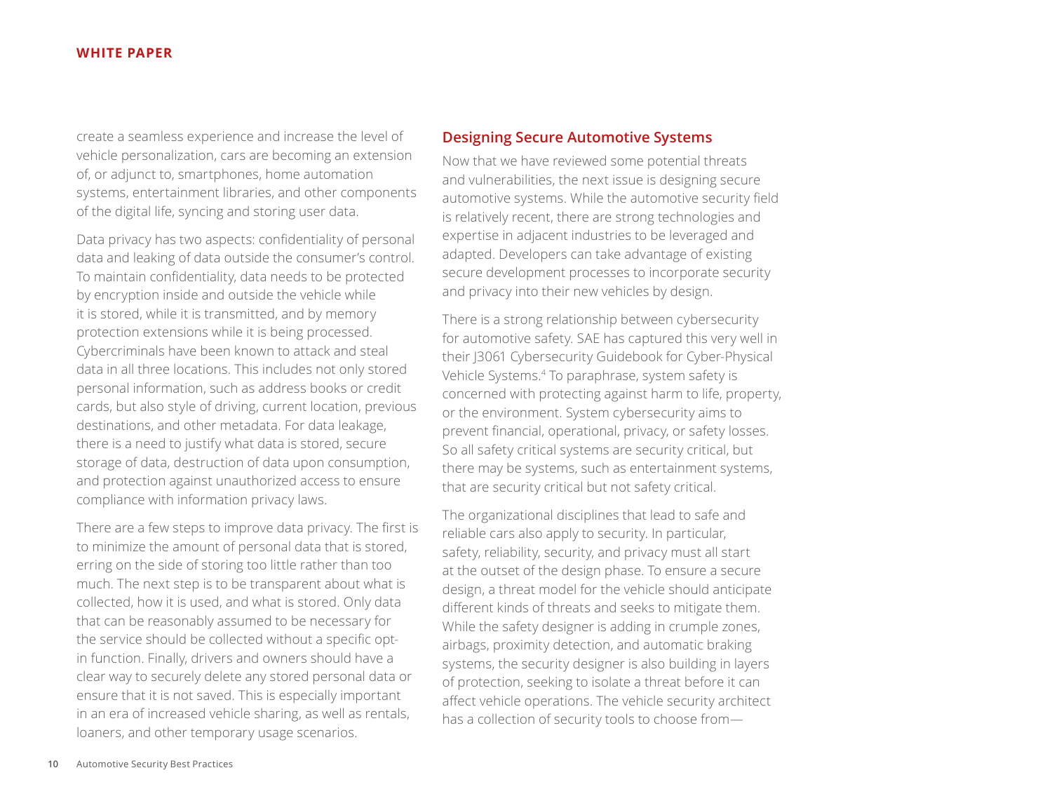create a seamless experience and increase the level of vehicle personalization, cars are becoming an extension of, or adjunct to, smartphones, home automation systems, entertainment libraries, and other components of the digital life, syncing and storing user data.

Data privacy has two aspects: confidentiality of personal data and leaking of data outside the consumer's control. To maintain confidentiality, data needs to be protected by encryption inside and outside the vehicle while it is stored, while it is transmitted, and by memory protection extensions while it is being processed. Cybercriminals have been known to attack and steal data in all three locations. This includes not only stored personal information, such as address books or credit cards, but also style of driving, current location, previous destinations, and other metadata. For data leakage, there is a need to justify what data is stored, secure storage of data, destruction of data upon consumption, and protection against unauthorized access to ensure compliance with information privacy laws.

There are a few steps to improve data privacy. The first is to minimize the amount of personal data that is stored, erring on the side of storing too little rather than too much. The next step is to be transparent about what is collected, how it is used, and what is stored. Only data that can be reasonably assumed to be necessary for the service should be collected without a specific opt-in function. Finally, drivers and owners should have a clear way to securely delete any stored personal data or ensure that it is not saved. This is especially important in an era of increased vehicle sharing, as well as rentals, loaners, and other temporary usage scenarios.

## Designing Secure Automotive Systems

Now that we have reviewed some potential threats and vulnerabilities, the next issue is designing secure automotive systems. While the automotive security field is relatively recent, there are strong technologies and expertise in adjacent industries to be leveraged and adapted. Developers can take advantage of existing secure development processes to incorporate security and privacy into their new vehicles by design.

There is a strong relationship between cybersecurity for automotive safety. SAE has captured this very well in their J3061 Cybersecurity Guidebook for Cyber-Physical Vehicle Systems.[4] To paraphrase, system safety is concerned with protecting against harm to life, property, or the environment. System cybersecurity aims to prevent financial, operational, privacy, or safety losses. So all safety critical systems are security critical, but there may be systems, such as entertainment systems, that are security critical but not safety critical.

The organizational disciplines that lead to safe and reliable cars also apply to security. In particular, safety, reliability, security, and privacy must all start at the outset of the design phase. To ensure a secure design, a threat model for the vehicle should anticipate different kinds of threats and seeks to mitigate them. While the safety designer is adding in crumple zones, airbags, proximity detection, and automatic braking systems, the security designer is also building in layers of protection, seeking to isolate a threat before it can affect vehicle operations. The vehicle security architect has a collection of security tools to choose from—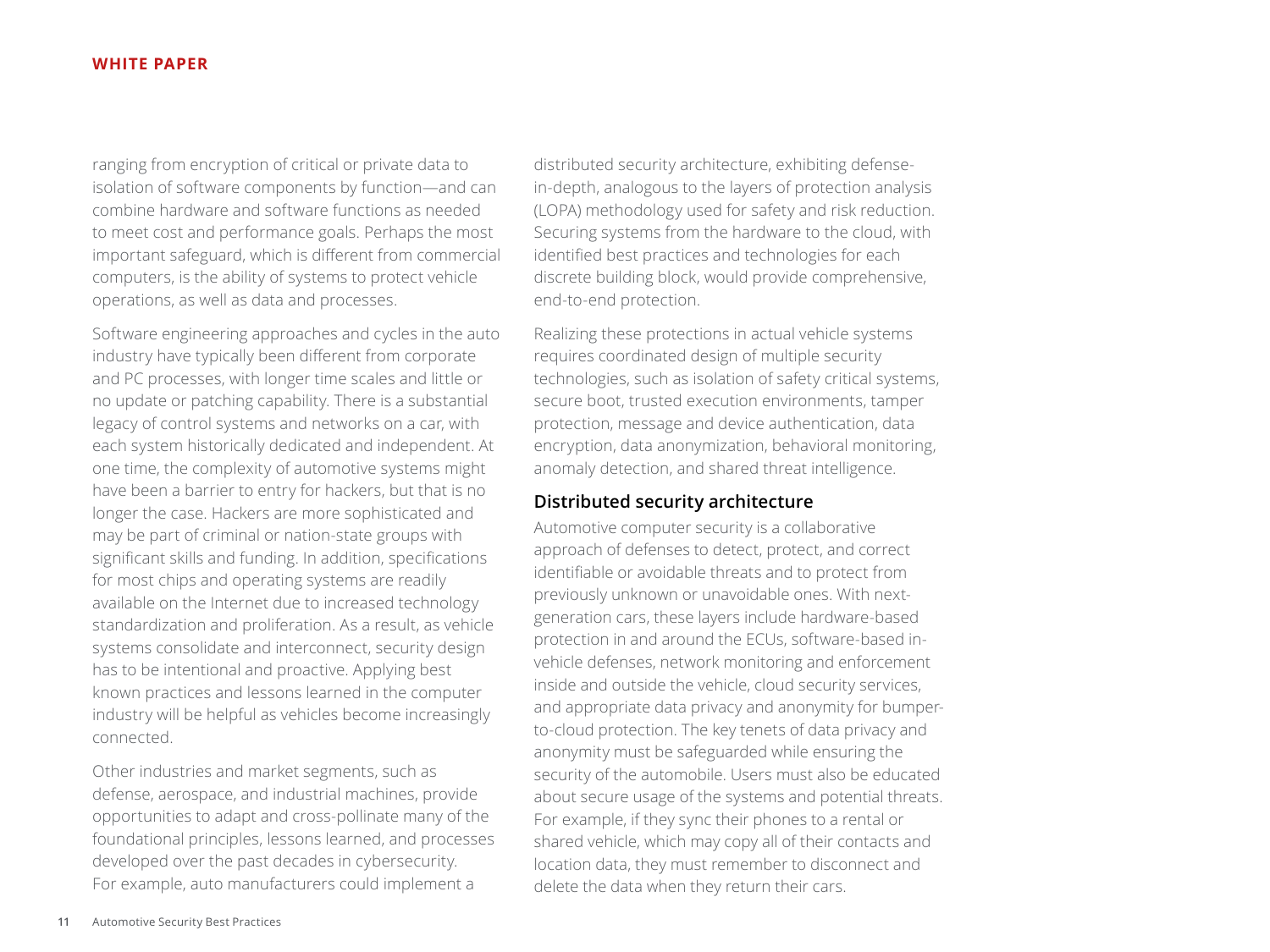ranging from encryption of critical or private data to isolation of software components by function—and can combine hardware and software functions as needed to meet cost and performance goals. Perhaps the most important safeguard, which is different from commercial computers, is the ability of systems to protect vehicle operations, as well as data and processes.

Software engineering approaches and cycles in the auto industry have typically been different from corporate and PC processes, with longer time scales and little or no update or patching capability. There is a substantial legacy of control systems and networks on a car, with each system historically dedicated and independent. At one time, the complexity of automotive systems might have been a barrier to entry for hackers, but that is no longer the case. Hackers are more sophisticated and may be part of criminal or nation-state groups with significant skills and funding. In addition, specifications for most chips and operating systems are readily available on the Internet due to increased technology standardization and proliferation. As a result, as vehicle systems consolidate and interconnect, security design has to be intentional and proactive. Applying best known practices and lessons learned in the computer industry will be helpful as vehicles become increasingly connected.

Other industries and market segments, such as defense, aerospace, and industrial machines, provide opportunities to adapt and cross-pollinate many of the foundational principles, lessons learned, and processes developed over the past decades in cybersecurity. For example, auto manufacturers could implement a distributed security architecture, exhibiting defense-in-depth, analogous to the layers of protection analysis (LOPA) methodology used for safety and risk reduction. Securing systems from the hardware to the cloud, with identified best practices and technologies for each discrete building block, would provide comprehensive, end-to-end protection.

Realizing these protections in actual vehicle systems requires coordinated design of multiple security technologies, such as isolation of safety critical systems, secure boot, trusted execution environments, tamper protection, message and device authentication, data encryption, data anonymization, behavioral monitoring, anomaly detection, and shared threat intelligence.

## Distributed security architecture

Automotive computer security is a collaborative approach of defenses to detect, protect, and correct identifiable or avoidable threats and to protect from previously unknown or unavoidable ones. With next-generation cars, these layers include hardware-based protection in and around the ECUs, software-based in-vehicle defenses, network monitoring and enforcement inside and outside the vehicle, cloud security services, and appropriate data privacy and anonymity for bumper-to-cloud protection. The key tenets of data privacy and anonymity must be safeguarded while ensuring the security of the automobile. Users must also be educated about secure usage of the systems and potential threats. For example, if they sync their phones to a rental or shared vehicle, which may copy all of their contacts and location data, they must remember to disconnect and delete the data when they return their cars.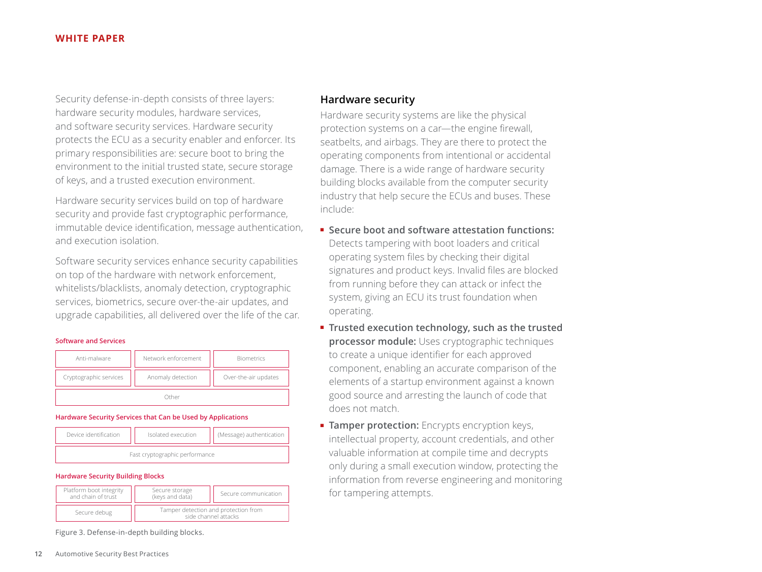Security defense-in-depth consists of three layers: hardware security modules, hardware services, and software security services. Hardware security protects the ECU as a security enabler and enforcer. Its primary responsibilities are: secure boot to bring the environment to the initial trusted state, secure storage of keys, and a trusted execution environment.

Hardware security services build on top of hardware security and provide fast cryptographic performance, immutable device identification, message authentication, and execution isolation.

Software security services enhance security capabilities on top of the hardware with network enforcement, whitelists/blacklists, anomaly detection, cryptographic services, biometrics, secure over-the-air updates, and upgrade capabilities, all delivered over the life of the car.

**Software and Services**

| | | |
|---|---|---|
| Anti-malware | Network enforcement | Biometrics |
| Cryptographic services | Anomaly detection | Over-the-air updates |
| Other | | |

**Hardware Security Services that Can be Used by Applications**

| | | |
|---|---|---|
| Device identification | Isolated execution | (Message) authentication |
| Fast cryptographic performance | | |

**Hardware Security Building Blocks**

| | | |
|---|---|---|
| Platform boot integrity and chain of trust | Secure storage (keys and data) | Secure communication |
| Secure debug | Tamper detection and protection from side channel attacks | |

Figure 3. Defense-in-depth building blocks.

## Hardware security

Hardware security systems are like the physical protection systems on a car—the engine firewall, seatbelts, and airbags. They are there to protect the operating components from intentional or accidental damage. There is a wide range of hardware security building blocks available from the computer security industry that help secure the ECUs and buses. These include:

- **Secure boot and software attestation functions:** Detects tampering with boot loaders and critical operating system files by checking their digital signatures and product keys. Invalid files are blocked from running before they can attack or infect the system, giving an ECU its trust foundation when operating.
- **Trusted execution technology, such as the trusted processor module:** Uses cryptographic techniques to create a unique identifier for each approved component, enabling an accurate comparison of the elements of a startup environment against a known good source and arresting the launch of code that does not match.
- **Tamper protection:** Encrypts encryption keys, intellectual property, account credentials, and other valuable information at compile time and decrypts only during a small execution window, protecting the information from reverse engineering and monitoring for tampering attempts.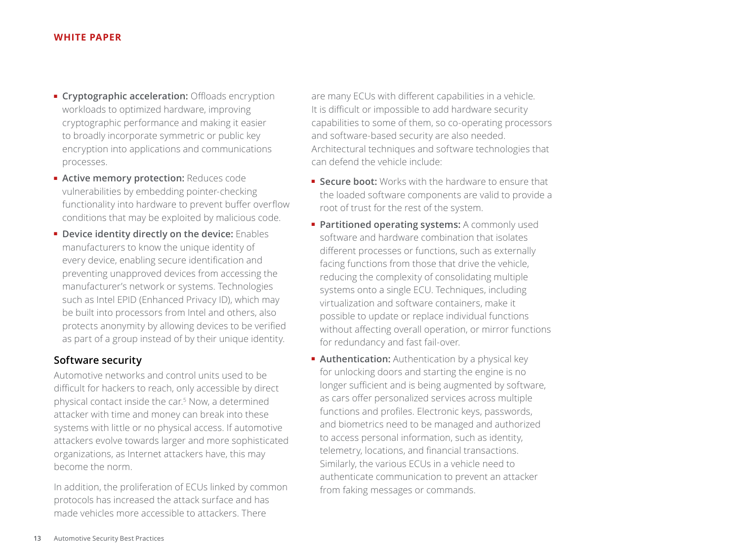- **Cryptographic acceleration:** Offloads encryption workloads to optimized hardware, improving cryptographic performance and making it easier to broadly incorporate symmetric or public key encryption into applications and communications processes.
- **Active memory protection:** Reduces code vulnerabilities by embedding pointer-checking functionality into hardware to prevent buffer overflow conditions that may be exploited by malicious code.
- **Device identity directly on the device:** Enables manufacturers to know the unique identity of every device, enabling secure identification and preventing unapproved devices from accessing the manufacturer's network or systems. Technologies such as Intel EPID (Enhanced Privacy ID), which may be built into processors from Intel and others, also protects anonymity by allowing devices to be verified as part of a group instead of by their unique identity.

### Software security

Automotive networks and control units used to be difficult for hackers to reach, only accessible by direct physical contact inside the car.[5] Now, a determined attacker with time and money can break into these systems with little or no physical access. If automotive attackers evolve towards larger and more sophisticated organizations, as Internet attackers have, this may become the norm.

In addition, the proliferation of ECUs linked by common protocols has increased the attack surface and has made vehicles more accessible to attackers. There are many ECUs with different capabilities in a vehicle. It is difficult or impossible to add hardware security capabilities to some of them, so co-operating processors and software-based security are also needed. Architectural techniques and software technologies that can defend the vehicle include:

- **Secure boot:** Works with the hardware to ensure that the loaded software components are valid to provide a root of trust for the rest of the system.
- **Partitioned operating systems:** A commonly used software and hardware combination that isolates different processes or functions, such as externally facing functions from those that drive the vehicle, reducing the complexity of consolidating multiple systems onto a single ECU. Techniques, including virtualization and software containers, make it possible to update or replace individual functions without affecting overall operation, or mirror functions for redundancy and fast fail-over.
- **Authentication:** Authentication by a physical key for unlocking doors and starting the engine is no longer sufficient and is being augmented by software, as cars offer personalized services across multiple functions and profiles. Electronic keys, passwords, and biometrics need to be managed and authorized to access personal information, such as identity, telemetry, locations, and financial transactions. Similarly, the various ECUs in a vehicle need to authenticate communication to prevent an attacker from faking messages or commands.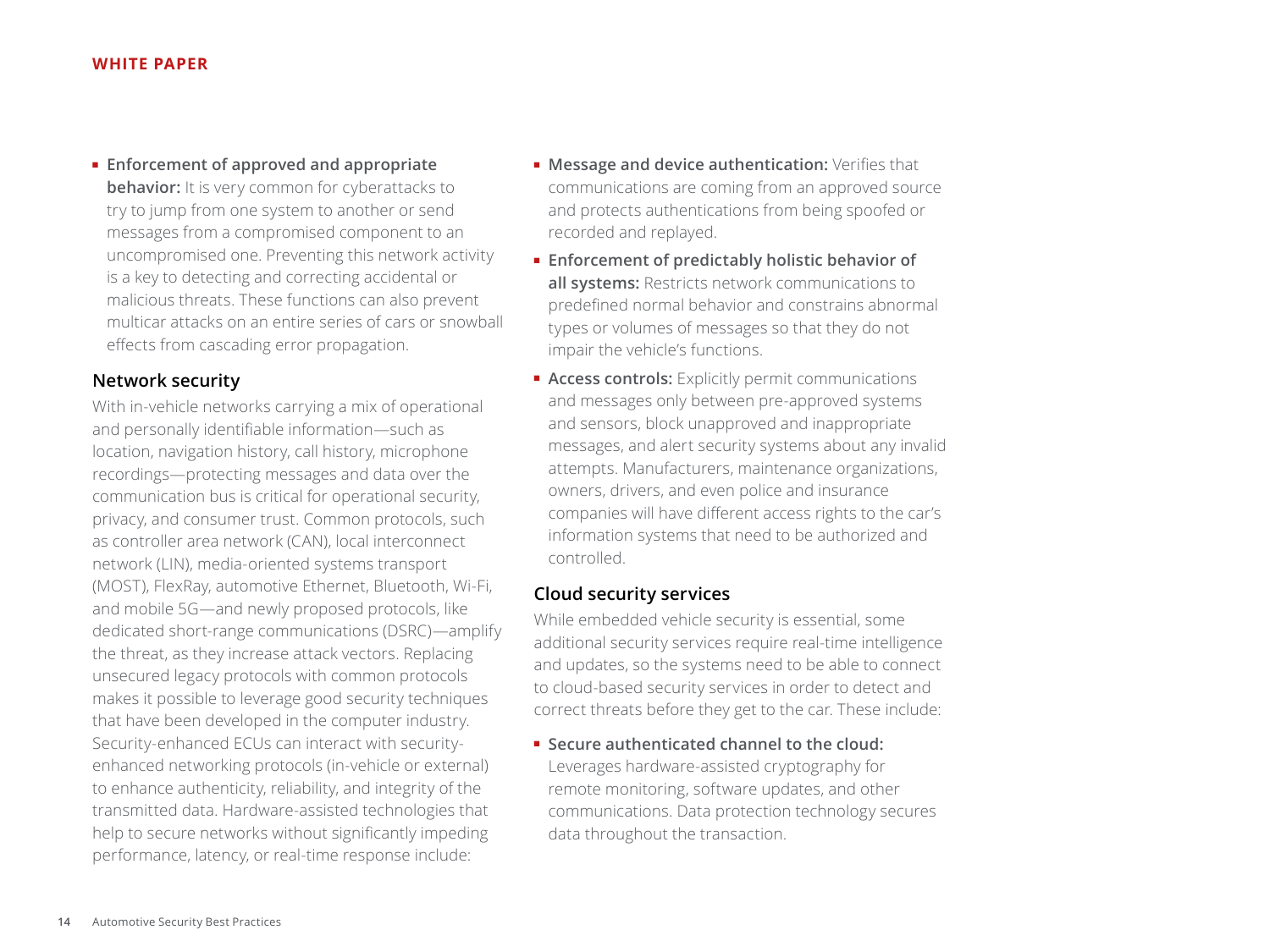- **Enforcement of approved and appropriate behavior:** It is very common for cyberattacks to try to jump from one system to another or send messages from a compromised component to an uncompromised one. Preventing this network activity is a key to detecting and correcting accidental or malicious threats. These functions can also prevent multicar attacks on an entire series of cars or snowball effects from cascading error propagation.

## Network security

With in-vehicle networks carrying a mix of operational and personally identifiable information—such as location, navigation history, call history, microphone recordings—protecting messages and data over the communication bus is critical for operational security, privacy, and consumer trust. Common protocols, such as controller area network (CAN), local interconnect network (LIN), media-oriented systems transport (MOST), FlexRay, automotive Ethernet, Bluetooth, Wi-Fi, and mobile 5G—and newly proposed protocols, like dedicated short-range communications (DSRC)—amplify the threat, as they increase attack vectors. Replacing unsecured legacy protocols with common protocols makes it possible to leverage good security techniques that have been developed in the computer industry. Security-enhanced ECUs can interact with security-enhanced networking protocols (in-vehicle or external) to enhance authenticity, reliability, and integrity of the transmitted data. Hardware-assisted technologies that help to secure networks without significantly impeding performance, latency, or real-time response include:

- **Message and device authentication:** Verifies that communications are coming from an approved source and protects authentications from being spoofed or recorded and replayed.
- **Enforcement of predictably holistic behavior of all systems:** Restricts network communications to predefined normal behavior and constrains abnormal types or volumes of messages so that they do not impair the vehicle's functions.
- **Access controls:** Explicitly permit communications and messages only between pre-approved systems and sensors, block unapproved and inappropriate messages, and alert security systems about any invalid attempts. Manufacturers, maintenance organizations, owners, drivers, and even police and insurance companies will have different access rights to the car's information systems that need to be authorized and controlled.

## Cloud security services

While embedded vehicle security is essential, some additional security services require real-time intelligence and updates, so the systems need to be able to connect to cloud-based security services in order to detect and correct threats before they get to the car. These include:

- **Secure authenticated channel to the cloud:** Leverages hardware-assisted cryptography for remote monitoring, software updates, and other communications. Data protection technology secures data throughout the transaction.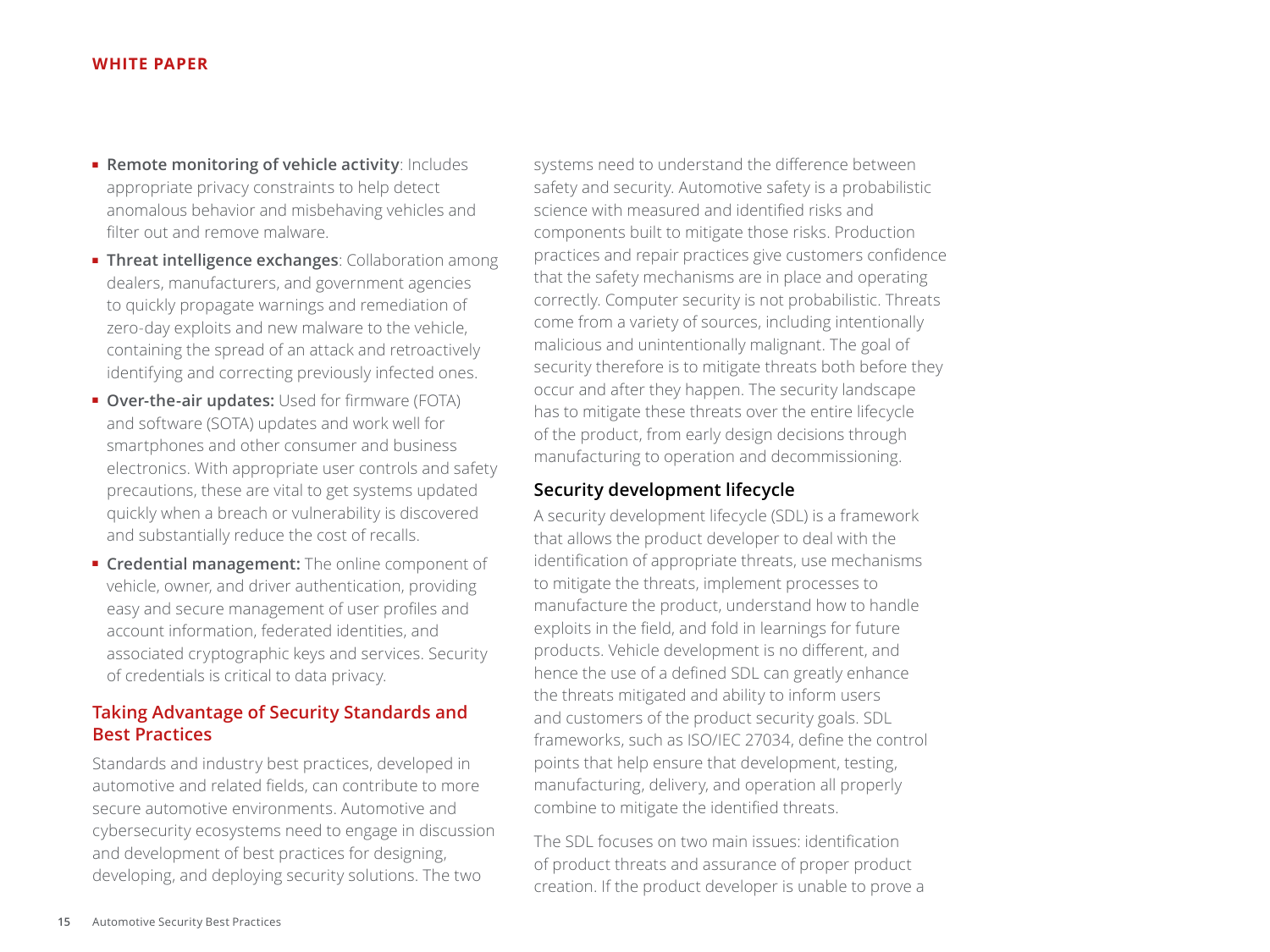- **Remote monitoring of vehicle activity**: Includes appropriate privacy constraints to help detect anomalous behavior and misbehaving vehicles and filter out and remove malware.
- **Threat intelligence exchanges**: Collaboration among dealers, manufacturers, and government agencies to quickly propagate warnings and remediation of zero-day exploits and new malware to the vehicle, containing the spread of an attack and retroactively identifying and correcting previously infected ones.
- **Over-the-air updates:** Used for firmware (FOTA) and software (SOTA) updates and work well for smartphones and other consumer and business electronics. With appropriate user controls and safety precautions, these are vital to get systems updated quickly when a breach or vulnerability is discovered and substantially reduce the cost of recalls.
- **Credential management:** The online component of vehicle, owner, and driver authentication, providing easy and secure management of user profiles and account information, federated identities, and associated cryptographic keys and services. Security of credentials is critical to data privacy.

## Taking Advantage of Security Standards and Best Practices

Standards and industry best practices, developed in automotive and related fields, can contribute to more secure automotive environments. Automotive and cybersecurity ecosystems need to engage in discussion and development of best practices for designing, developing, and deploying security solutions. The two systems need to understand the difference between safety and security. Automotive safety is a probabilistic science with measured and identified risks and components built to mitigate those risks. Production practices and repair practices give customers confidence that the safety mechanisms are in place and operating correctly. Computer security is not probabilistic. Threats come from a variety of sources, including intentionally malicious and unintentionally malignant. The goal of security therefore is to mitigate threats both before they occur and after they happen. The security landscape has to mitigate these threats over the entire lifecycle of the product, from early design decisions through manufacturing to operation and decommissioning.

### Security development lifecycle

A security development lifecycle (SDL) is a framework that allows the product developer to deal with the identification of appropriate threats, use mechanisms to mitigate the threats, implement processes to manufacture the product, understand how to handle exploits in the field, and fold in learnings for future products. Vehicle development is no different, and hence the use of a defined SDL can greatly enhance the threats mitigated and ability to inform users and customers of the product security goals. SDL frameworks, such as ISO/IEC 27034, define the control points that help ensure that development, testing, manufacturing, delivery, and operation all properly combine to mitigate the identified threats.

The SDL focuses on two main issues: identification of product threats and assurance of proper product creation. If the product developer is unable to prove a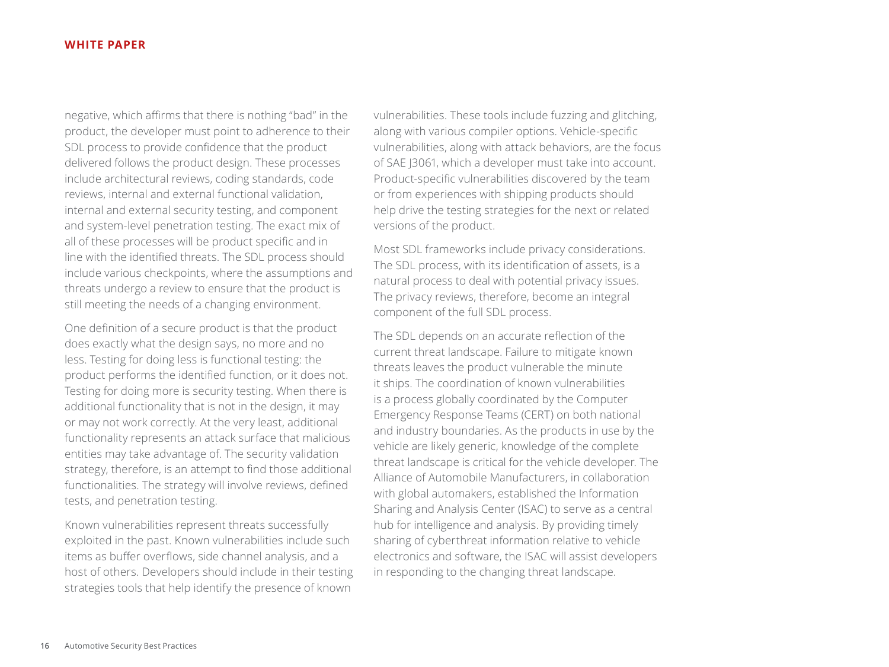negative, which affirms that there is nothing "bad" in the product, the developer must point to adherence to their SDL process to provide confidence that the product delivered follows the product design. These processes include architectural reviews, coding standards, code reviews, internal and external functional validation, internal and external security testing, and component and system-level penetration testing. The exact mix of all of these processes will be product specific and in line with the identified threats. The SDL process should include various checkpoints, where the assumptions and threats undergo a review to ensure that the product is still meeting the needs of a changing environment.

One definition of a secure product is that the product does exactly what the design says, no more and no less. Testing for doing less is functional testing: the product performs the identified function, or it does not. Testing for doing more is security testing. When there is additional functionality that is not in the design, it may or may not work correctly. At the very least, additional functionality represents an attack surface that malicious entities may take advantage of. The security validation strategy, therefore, is an attempt to find those additional functionalities. The strategy will involve reviews, defined tests, and penetration testing.

Known vulnerabilities represent threats successfully exploited in the past. Known vulnerabilities include such items as buffer overflows, side channel analysis, and a host of others. Developers should include in their testing strategies tools that help identify the presence of known vulnerabilities. These tools include fuzzing and glitching, along with various compiler options. Vehicle-specific vulnerabilities, along with attack behaviors, are the focus of SAE J3061, which a developer must take into account. Product-specific vulnerabilities discovered by the team or from experiences with shipping products should help drive the testing strategies for the next or related versions of the product.

Most SDL frameworks include privacy considerations. The SDL process, with its identification of assets, is a natural process to deal with potential privacy issues. The privacy reviews, therefore, become an integral component of the full SDL process.

The SDL depends on an accurate reflection of the current threat landscape. Failure to mitigate known threats leaves the product vulnerable the minute it ships. The coordination of known vulnerabilities is a process globally coordinated by the Computer Emergency Response Teams (CERT) on both national and industry boundaries. As the products in use by the vehicle are likely generic, knowledge of the complete threat landscape is critical for the vehicle developer. The Alliance of Automobile Manufacturers, in collaboration with global automakers, established the Information Sharing and Analysis Center (ISAC) to serve as a central hub for intelligence and analysis. By providing timely sharing of cyberthreat information relative to vehicle electronics and software, the ISAC will assist developers in responding to the changing threat landscape.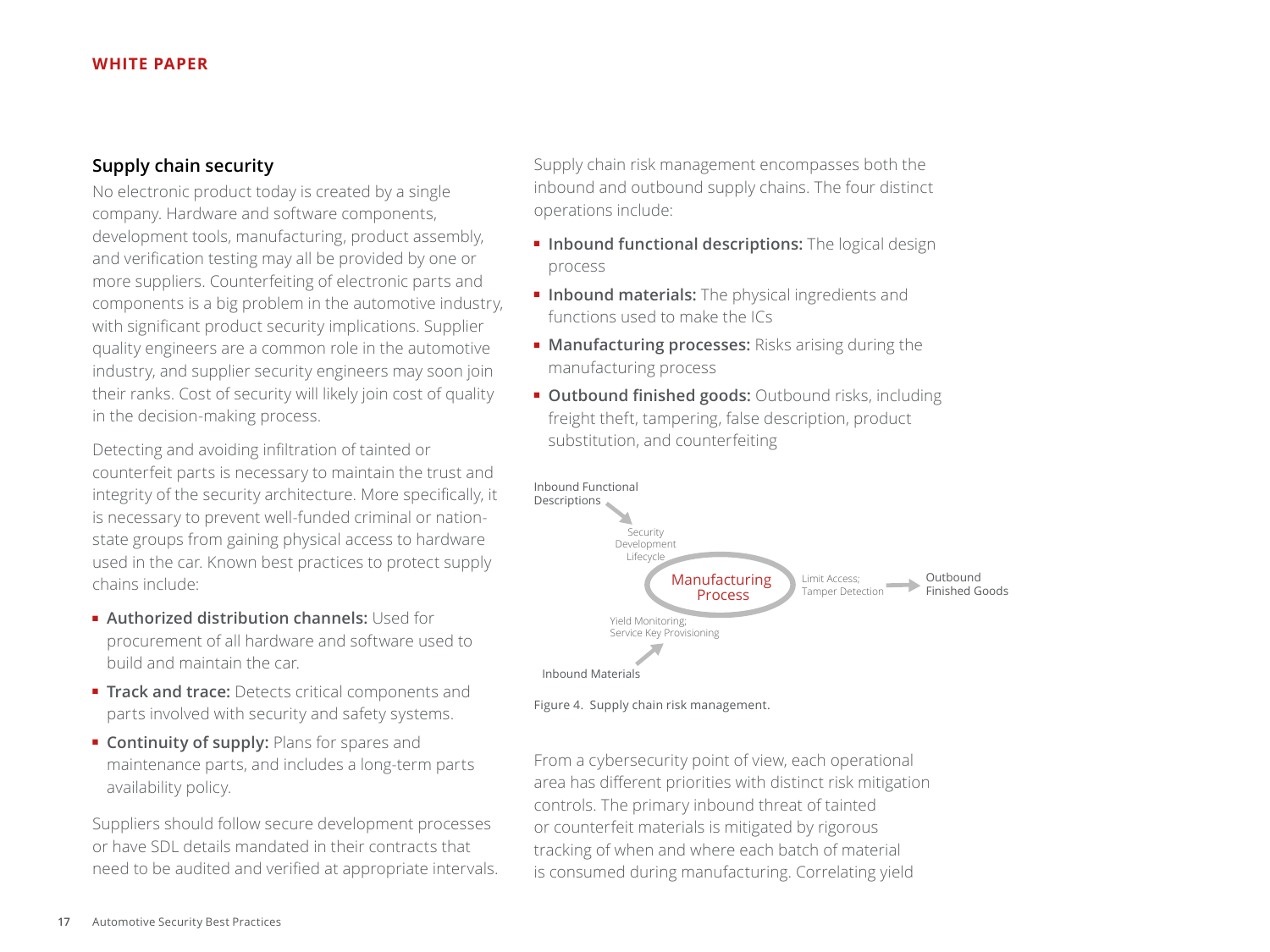## Supply chain security

No electronic product today is created by a single company. Hardware and software components, development tools, manufacturing, product assembly, and verification testing may all be provided by one or more suppliers. Counterfeiting of electronic parts and components is a big problem in the automotive industry, with significant product security implications. Supplier quality engineers are a common role in the automotive industry, and supplier security engineers may soon join their ranks. Cost of security will likely join cost of quality in the decision-making process.

Detecting and avoiding infiltration of tainted or counterfeit parts is necessary to maintain the trust and integrity of the security architecture. More specifically, it is necessary to prevent well-funded criminal or nation-state groups from gaining physical access to hardware used in the car. Known best practices to protect supply chains include:

- **Authorized distribution channels:** Used for procurement of all hardware and software used to build and maintain the car.
- **Track and trace:** Detects critical components and parts involved with security and safety systems.
- **Continuity of supply:** Plans for spares and maintenance parts, and includes a long-term parts availability policy.

Suppliers should follow secure development processes or have SDL details mandated in their contracts that need to be audited and verified at appropriate intervals.

Supply chain risk management encompasses both the inbound and outbound supply chains. The four distinct operations include:

- **Inbound functional descriptions:** The logical design process
- **Inbound materials:** The physical ingredients and functions used to make the ICs
- **Manufacturing processes:** Risks arising during the manufacturing process
- **Outbound finished goods:** Outbound risks, including freight theft, tampering, false description, product substitution, and counterfeiting

Inbound Functional Descriptions → Security Development Lifecycle → Manufacturing Process → Limit Access; Tamper Detection → Outbound Finished Goods

Inbound Materials → Yield Monitoring; Service Key Provisioning → Manufacturing Process

Figure 4. Supply chain risk management.

From a cybersecurity point of view, each operational area has different priorities with distinct risk mitigation controls. The primary inbound threat of tainted or counterfeit materials is mitigated by rigorous tracking of when and where each batch of material is consumed during manufacturing. Correlating yield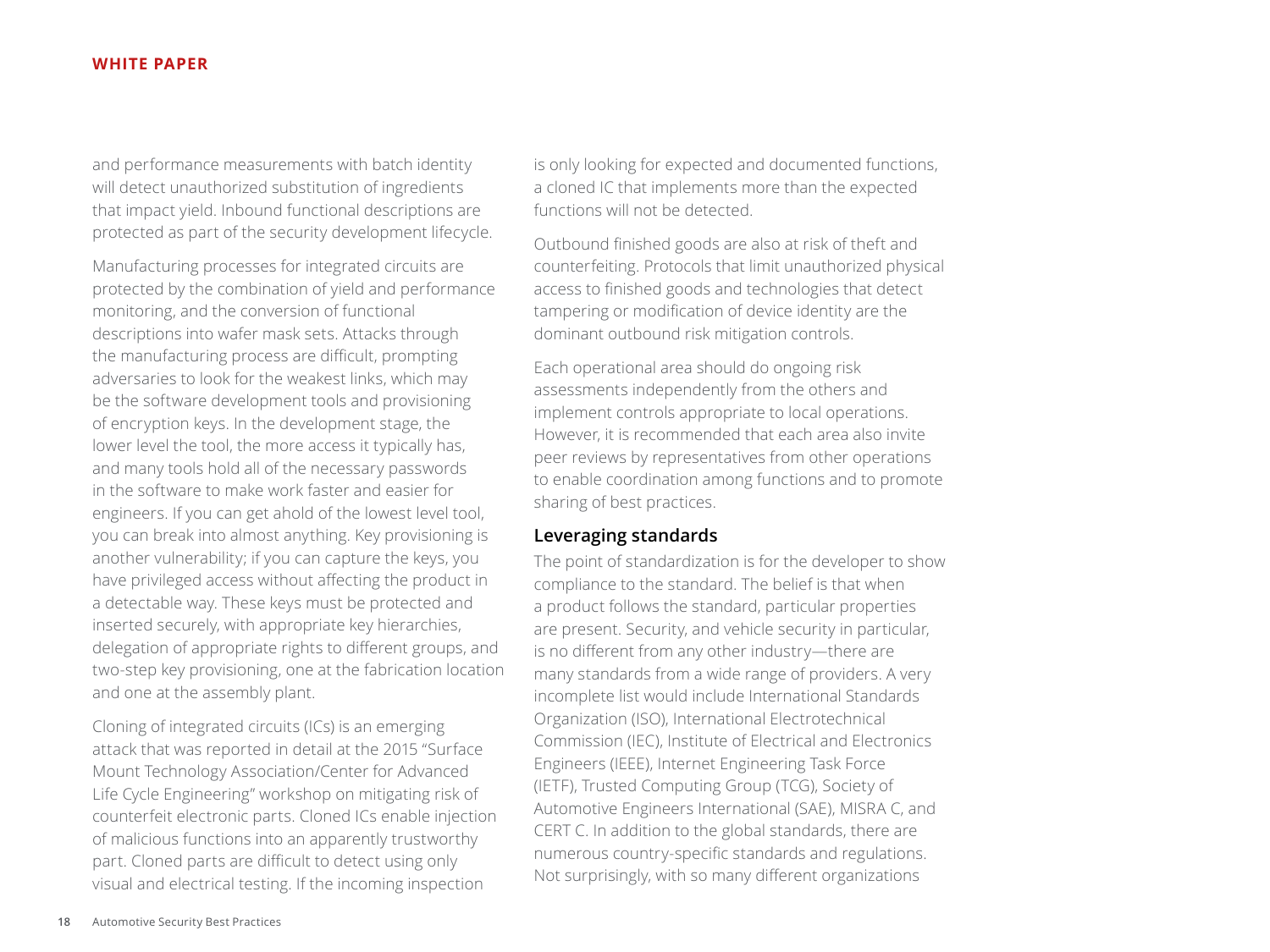and performance measurements with batch identity will detect unauthorized substitution of ingredients that impact yield. Inbound functional descriptions are protected as part of the security development lifecycle.

Manufacturing processes for integrated circuits are protected by the combination of yield and performance monitoring, and the conversion of functional descriptions into wafer mask sets. Attacks through the manufacturing process are difficult, prompting adversaries to look for the weakest links, which may be the software development tools and provisioning of encryption keys. In the development stage, the lower level the tool, the more access it typically has, and many tools hold all of the necessary passwords in the software to make work faster and easier for engineers. If you can get ahold of the lowest level tool, you can break into almost anything. Key provisioning is another vulnerability; if you can capture the keys, you have privileged access without affecting the product in a detectable way. These keys must be protected and inserted securely, with appropriate key hierarchies, delegation of appropriate rights to different groups, and two-step key provisioning, one at the fabrication location and one at the assembly plant.

Cloning of integrated circuits (ICs) is an emerging attack that was reported in detail at the 2015 "Surface Mount Technology Association/Center for Advanced Life Cycle Engineering" workshop on mitigating risk of counterfeit electronic parts. Cloned ICs enable injection of malicious functions into an apparently trustworthy part. Cloned parts are difficult to detect using only visual and electrical testing. If the incoming inspection is only looking for expected and documented functions, a cloned IC that implements more than the expected functions will not be detected.

Outbound finished goods are also at risk of theft and counterfeiting. Protocols that limit unauthorized physical access to finished goods and technologies that detect tampering or modification of device identity are the dominant outbound risk mitigation controls.

Each operational area should do ongoing risk assessments independently from the others and implement controls appropriate to local operations. However, it is recommended that each area also invite peer reviews by representatives from other operations to enable coordination among functions and to promote sharing of best practices.

## Leveraging standards

The point of standardization is for the developer to show compliance to the standard. The belief is that when a product follows the standard, particular properties are present. Security, and vehicle security in particular, is no different from any other industry—there are many standards from a wide range of providers. A very incomplete list would include International Standards Organization (ISO), International Electrotechnical Commission (IEC), Institute of Electrical and Electronics Engineers (IEEE), Internet Engineering Task Force (IETF), Trusted Computing Group (TCG), Society of Automotive Engineers International (SAE), MISRA C, and CERT C. In addition to the global standards, there are numerous country-specific standards and regulations. Not surprisingly, with so many different organizations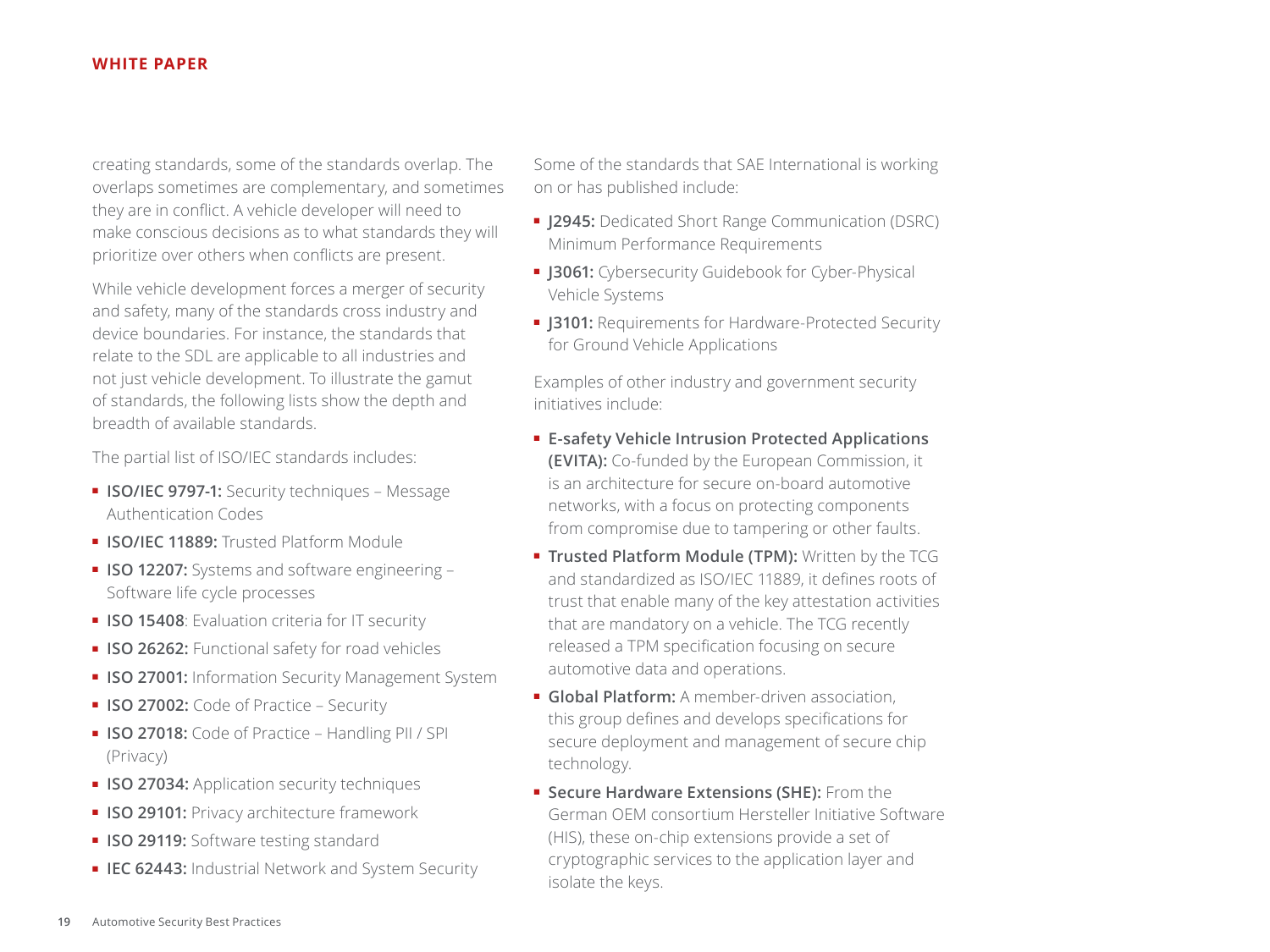creating standards, some of the standards overlap. The overlaps sometimes are complementary, and sometimes they are in conflict. A vehicle developer will need to make conscious decisions as to what standards they will prioritize over others when conflicts are present.

While vehicle development forces a merger of security and safety, many of the standards cross industry and device boundaries. For instance, the standards that relate to the SDL are applicable to all industries and not just vehicle development. To illustrate the gamut of standards, the following lists show the depth and breadth of available standards.

The partial list of ISO/IEC standards includes:

- **ISO/IEC 9797-1:** Security techniques – Message Authentication Codes
- **ISO/IEC 11889:** Trusted Platform Module
- **ISO 12207:** Systems and software engineering – Software life cycle processes
- **ISO 15408**: Evaluation criteria for IT security
- **ISO 26262:** Functional safety for road vehicles
- **ISO 27001:** Information Security Management System
- **ISO 27002:** Code of Practice – Security
- **ISO 27018:** Code of Practice – Handling PII / SPI (Privacy)
- **ISO 27034:** Application security techniques
- **ISO 29101:** Privacy architecture framework
- **ISO 29119:** Software testing standard
- **IEC 62443:** Industrial Network and System Security

Some of the standards that SAE International is working on or has published include:

- **J2945:** Dedicated Short Range Communication (DSRC) Minimum Performance Requirements
- **J3061:** Cybersecurity Guidebook for Cyber-Physical Vehicle Systems
- **J3101:** Requirements for Hardware-Protected Security for Ground Vehicle Applications

Examples of other industry and government security initiatives include:

- **E-safety Vehicle Intrusion Protected Applications (EVITA):** Co-funded by the European Commission, it is an architecture for secure on-board automotive networks, with a focus on protecting components from compromise due to tampering or other faults.
- **Trusted Platform Module (TPM):** Written by the TCG and standardized as ISO/IEC 11889, it defines roots of trust that enable many of the key attestation activities that are mandatory on a vehicle. The TCG recently released a TPM specification focusing on secure automotive data and operations.
- **Global Platform:** A member-driven association, this group defines and develops specifications for secure deployment and management of secure chip technology.
- **Secure Hardware Extensions (SHE):** From the German OEM consortium Hersteller Initiative Software (HIS), these on-chip extensions provide a set of cryptographic services to the application layer and isolate the keys.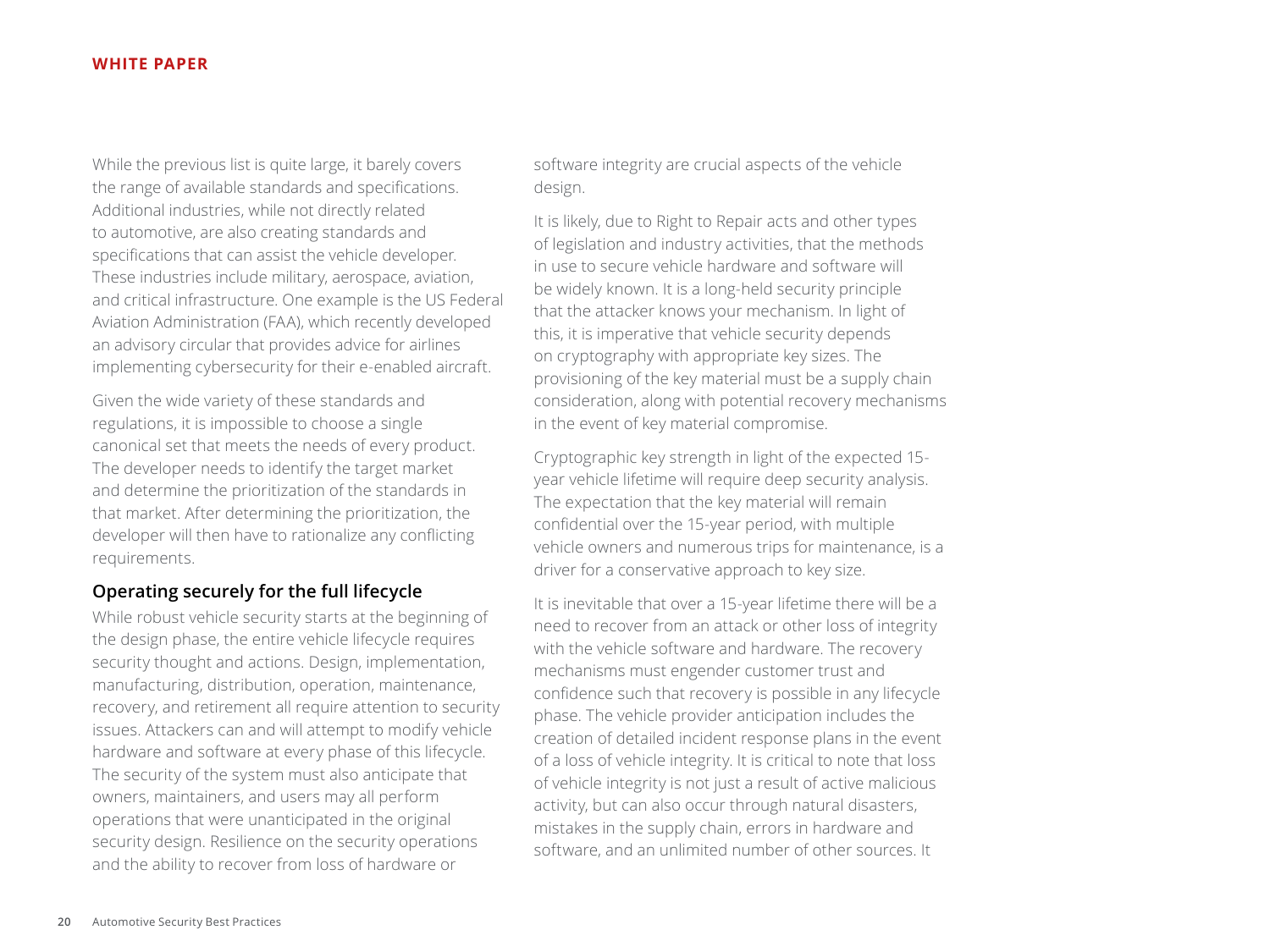While the previous list is quite large, it barely covers the range of available standards and specifications. Additional industries, while not directly related to automotive, are also creating standards and specifications that can assist the vehicle developer. These industries include military, aerospace, aviation, and critical infrastructure. One example is the US Federal Aviation Administration (FAA), which recently developed an advisory circular that provides advice for airlines implementing cybersecurity for their e-enabled aircraft.

Given the wide variety of these standards and regulations, it is impossible to choose a single canonical set that meets the needs of every product. The developer needs to identify the target market and determine the prioritization of the standards in that market. After determining the prioritization, the developer will then have to rationalize any conflicting requirements.

### Operating securely for the full lifecycle

While robust vehicle security starts at the beginning of the design phase, the entire vehicle lifecycle requires security thought and actions. Design, implementation, manufacturing, distribution, operation, maintenance, recovery, and retirement all require attention to security issues. Attackers can and will attempt to modify vehicle hardware and software at every phase of this lifecycle. The security of the system must also anticipate that owners, maintainers, and users may all perform operations that were unanticipated in the original security design. Resilience on the security operations and the ability to recover from loss of hardware or software integrity are crucial aspects of the vehicle design.

It is likely, due to Right to Repair acts and other types of legislation and industry activities, that the methods in use to secure vehicle hardware and software will be widely known. It is a long-held security principle that the attacker knows your mechanism. In light of this, it is imperative that vehicle security depends on cryptography with appropriate key sizes. The provisioning of the key material must be a supply chain consideration, along with potential recovery mechanisms in the event of key material compromise.

Cryptographic key strength in light of the expected 15-year vehicle lifetime will require deep security analysis. The expectation that the key material will remain confidential over the 15-year period, with multiple vehicle owners and numerous trips for maintenance, is a driver for a conservative approach to key size.

It is inevitable that over a 15-year lifetime there will be a need to recover from an attack or other loss of integrity with the vehicle software and hardware. The recovery mechanisms must engender customer trust and confidence such that recovery is possible in any lifecycle phase. The vehicle provider anticipation includes the creation of detailed incident response plans in the event of a loss of vehicle integrity. It is critical to note that loss of vehicle integrity is not just a result of active malicious activity, but can also occur through natural disasters, mistakes in the supply chain, errors in hardware and software, and an unlimited number of other sources. It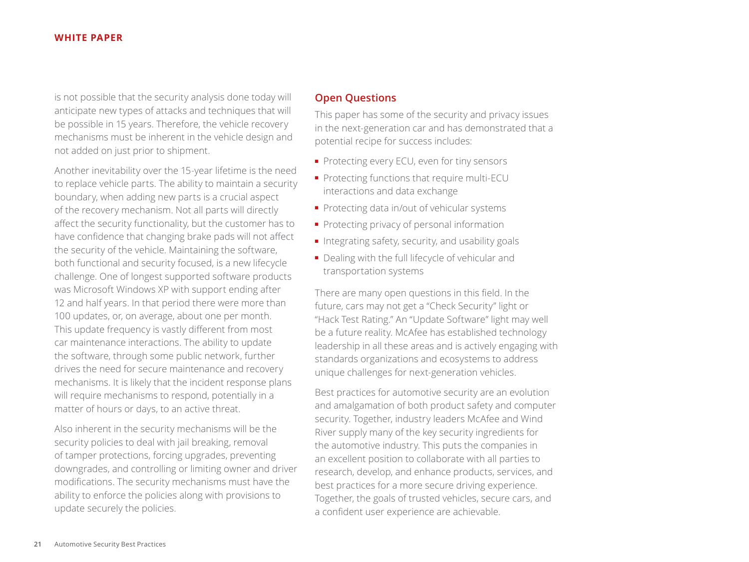is not possible that the security analysis done today will anticipate new types of attacks and techniques that will be possible in 15 years. Therefore, the vehicle recovery mechanisms must be inherent in the vehicle design and not added on just prior to shipment.

Another inevitability over the 15-year lifetime is the need to replace vehicle parts. The ability to maintain a security boundary, when adding new parts is a crucial aspect of the recovery mechanism. Not all parts will directly affect the security functionality, but the customer has to have confidence that changing brake pads will not affect the security of the vehicle. Maintaining the software, both functional and security focused, is a new lifecycle challenge. One of longest supported software products was Microsoft Windows XP with support ending after 12 and half years. In that period there were more than 100 updates, or, on average, about one per month. This update frequency is vastly different from most car maintenance interactions. The ability to update the software, through some public network, further drives the need for secure maintenance and recovery mechanisms. It is likely that the incident response plans will require mechanisms to respond, potentially in a matter of hours or days, to an active threat.

Also inherent in the security mechanisms will be the security policies to deal with jail breaking, removal of tamper protections, forcing upgrades, preventing downgrades, and controlling or limiting owner and driver modifications. The security mechanisms must have the ability to enforce the policies along with provisions to update securely the policies.

## Open Questions

This paper has some of the security and privacy issues in the next-generation car and has demonstrated that a potential recipe for success includes:

- Protecting every ECU, even for tiny sensors
- Protecting functions that require multi-ECU interactions and data exchange
- Protecting data in/out of vehicular systems
- Protecting privacy of personal information
- Integrating safety, security, and usability goals
- Dealing with the full lifecycle of vehicular and transportation systems

There are many open questions in this field. In the future, cars may not get a "Check Security" light or "Hack Test Rating." An "Update Software" light may well be a future reality. McAfee has established technology leadership in all these areas and is actively engaging with standards organizations and ecosystems to address unique challenges for next-generation vehicles.

Best practices for automotive security are an evolution and amalgamation of both product safety and computer security. Together, industry leaders McAfee and Wind River supply many of the key security ingredients for the automotive industry. This puts the companies in an excellent position to collaborate with all parties to research, develop, and enhance products, services, and best practices for a more secure driving experience. Together, the goals of trusted vehicles, secure cars, and a confident user experience are achievable.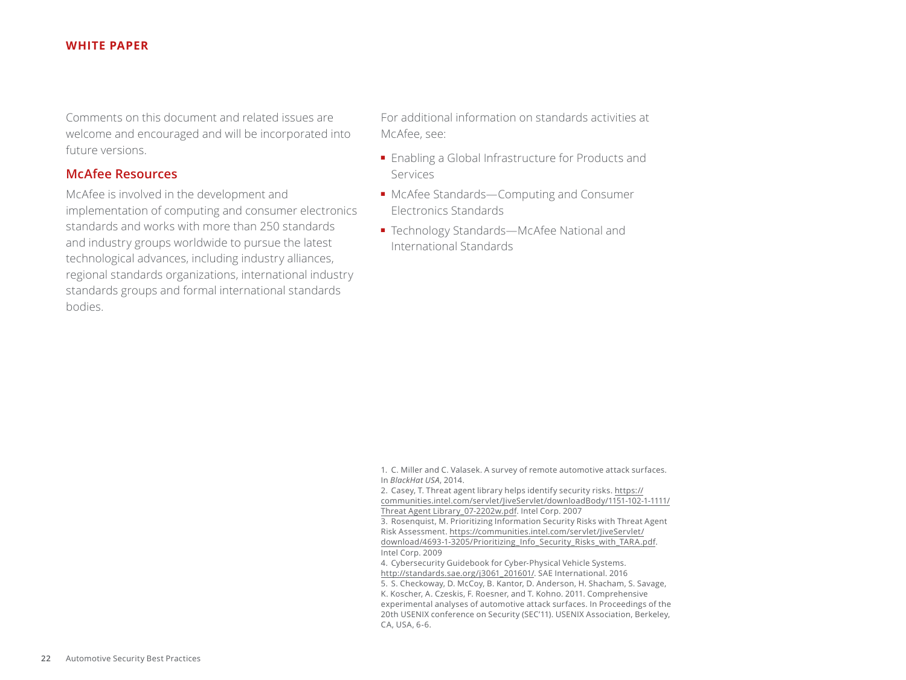Comments on this document and related issues are welcome and encouraged and will be incorporated into future versions.

## McAfee Resources

McAfee is involved in the development and implementation of computing and consumer electronics standards and works with more than 250 standards and industry groups worldwide to pursue the latest technological advances, including industry alliances, regional standards organizations, international industry standards groups and formal international standards bodies.

For additional information on standards activities at McAfee, see:

- Enabling a Global Infrastructure for Products and Services
- McAfee Standards—Computing and Consumer Electronics Standards
- Technology Standards—McAfee National and International Standards

1. C. Miller and C. Valasek. A survey of remote automotive attack surfaces. In *BlackHat USA*, 2014.
2. Casey, T. Threat agent library helps identify security risks. https://communities.intel.com/servlet/JiveServlet/downloadBody/1151-102-1-1111/Threat Agent Library_07-2202w.pdf. Intel Corp. 2007
3. Rosenquist, M. Prioritizing Information Security Risks with Threat Agent Risk Assessment. https://communities.intel.com/servlet/JiveServlet/download/4693-1-3205/Prioritizing_Info_Security_Risks_with_TARA.pdf. Intel Corp. 2009
4. Cybersecurity Guidebook for Cyber-Physical Vehicle Systems. http://standards.sae.org/j3061_201601/. SAE International. 2016
5. S. Checkoway, D. McCoy, B. Kantor, D. Anderson, H. Shacham, S. Savage, K. Koscher, A. Czeskis, F. Roesner, and T. Kohno. 2011. Comprehensive experimental analyses of automotive attack surfaces. In Proceedings of the 20th USENIX conference on Security (SEC'11). USENIX Association, Berkeley, CA, USA, 6-6.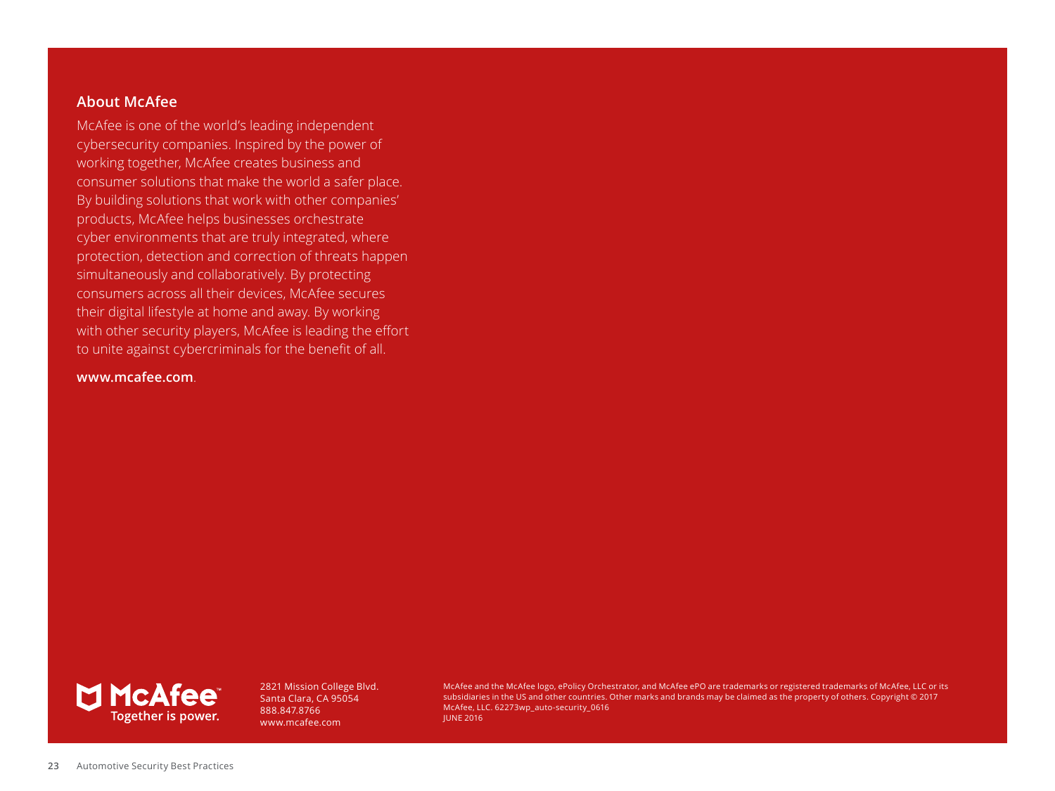## About McAfee

McAfee is one of the world's leading independent cybersecurity companies. Inspired by the power of working together, McAfee creates business and consumer solutions that make the world a safer place. By building solutions that work with other companies' products, McAfee helps businesses orchestrate cyber environments that are truly integrated, where protection, detection and correction of threats happen simultaneously and collaboratively. By protecting consumers across all their devices, McAfee secures their digital lifestyle at home and away. By working with other security players, McAfee is leading the effort to unite against cybercriminals for the benefit of all.

**www.mcafee.com**.

McAfee™
Together is power.

2821 Mission College Blvd.
Santa Clara, CA 95054
888.847.8766
www.mcafee.com

McAfee and the McAfee logo, ePolicy Orchestrator, and McAfee ePO are trademarks or registered trademarks of McAfee, LLC or its subsidiaries in the US and other countries. Other marks and brands may be claimed as the property of others. Copyright © 2017 McAfee, LLC. 62273wp_auto-security_0616
JUNE 2016